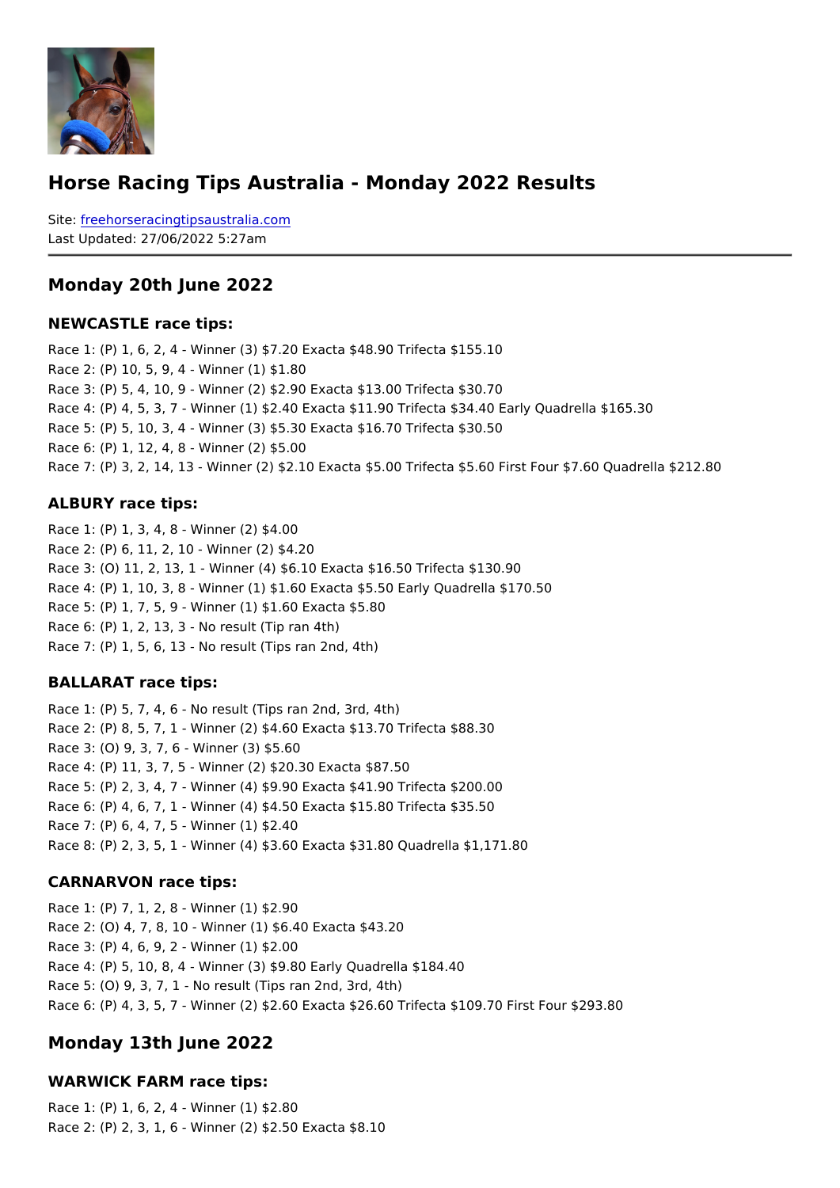# Horse Racing Tips Australia - Monday 2022 Results

Site: freehorseracingtipsaustralia.com
Last Updated: 27/06/2022 5:27am

## Monday 20th June 2022

### NEWCASTLE race tips:

Race 1: (P) 1, 6, 2, 4 - Winner (3) $7.20 Exacta $48.90 Trifecta $155.10
Race 2: (P) 10, 5, 9, 4 - Winner (1) $1.80
Race 3: (P) 5, 4, 10, 9 - Winner (2) $2.90 Exacta $13.00 Trifecta $30.70
Race 4: (P) 4, 5, 3, 7 - Winner (1) $2.40 Exacta $11.90 Trifecta $34.40 Early Quadrella $165.30
Race 5: (P) 5, 10, 3, 4 - Winner (3) $5.30 Exacta $16.70 Trifecta $30.50
Race 6: (P) 1, 12, 4, 8 - Winner (2) $5.00
Race 7: (P) 3, 2, 14, 13 - Winner (2) $2.10 Exacta $5.00 Trifecta $5.60 First Four $7.60 Quadrella $212.80

### ALBURY race tips:

Race 1: (P) 1, 3, 4, 8 - Winner (2) $4.00
Race 2: (P) 6, 11, 2, 10 - Winner (2) $4.20
Race 3: (O) 11, 2, 13, 1 - Winner (4) $6.10 Exacta $16.50 Trifecta $130.90
Race 4: (P) 1, 10, 3, 8 - Winner (1) $1.60 Exacta $5.50 Early Quadrella $170.50
Race 5: (P) 1, 7, 5, 9 - Winner (1) $1.60 Exacta $5.80
Race 6: (P) 1, 2, 13, 3 - No result (Tip ran 4th)
Race 7: (P) 1, 5, 6, 13 - No result (Tips ran 2nd, 4th)

### BALLARAT race tips:

Race 1: (P) 5, 7, 4, 6 - No result (Tips ran 2nd, 3rd, 4th)
Race 2: (P) 8, 5, 7, 1 - Winner (2) $4.60 Exacta $13.70 Trifecta $88.30
Race 3: (O) 9, 3, 7, 6 - Winner (3) $5.60
Race 4: (P) 11, 3, 7, 5 - Winner (2) $20.30 Exacta $87.50
Race 5: (P) 2, 3, 4, 7 - Winner (4) $9.90 Exacta $41.90 Trifecta $200.00
Race 6: (P) 4, 6, 7, 1 - Winner (4) $4.50 Exacta $15.80 Trifecta $35.50
Race 7: (P) 6, 4, 7, 5 - Winner (1) $2.40
Race 8: (P) 2, 3, 5, 1 - Winner (4) $3.60 Exacta $31.80 Quadrella $1,171.80

### CARNARVON race tips:

Race 1: (P) 7, 1, 2, 8 - Winner (1) $2.90
Race 2: (O) 4, 7, 8, 10 - Winner (1) $6.40 Exacta $43.20
Race 3: (P) 4, 6, 9, 2 - Winner (1) $2.00
Race 4: (P) 5, 10, 8, 4 - Winner (3) $9.80 Early Quadrella $184.40
Race 5: (O) 9, 3, 7, 1 - No result (Tips ran 2nd, 3rd, 4th)
Race 6: (P) 4, 3, 5, 7 - Winner (2) $2.60 Exacta $26.60 Trifecta $109.70 First Four $293.80

## Monday 13th June 2022

### WARWICK FARM race tips:

Race 1: (P) 1, 6, 2, 4 - Winner (1) $2.80
Race 2: (P) 2, 3, 1, 6 - Winner (2) $2.50 Exacta $8.10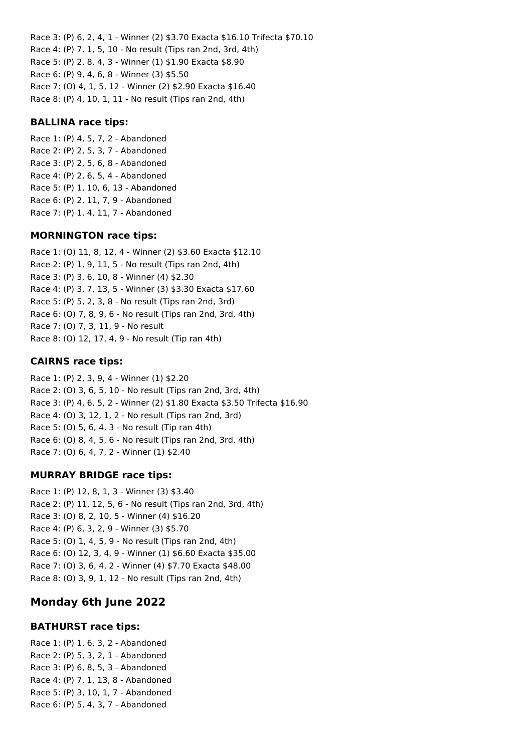Race 3: (P) 6, 2, 4, 1 - Winner (2) $3.70 Exacta $16.10 Trifecta $70.10
Race 4: (P) 7, 1, 5, 10 - No result (Tips ran 2nd, 3rd, 4th)
Race 5: (P) 2, 8, 4, 3 - Winner (1) $1.90 Exacta $8.90
Race 6: (P) 9, 4, 6, 8 - Winner (3) $5.50
Race 7: (O) 4, 1, 5, 12 - Winner (2) $2.90 Exacta $16.40
Race 8: (P) 4, 10, 1, 11 - No result (Tips ran 2nd, 4th)

### BALLINA race tips:

Race 1: (P) 4, 5, 7, 2 - Abandoned
Race 2: (P) 2, 5, 3, 7 - Abandoned
Race 3: (P) 2, 5, 6, 8 - Abandoned
Race 4: (P) 2, 6, 5, 4 - Abandoned
Race 5: (P) 1, 10, 6, 13 - Abandoned
Race 6: (P) 2, 11, 7, 9 - Abandoned
Race 7: (P) 1, 4, 11, 7 - Abandoned

### MORNINGTON race tips:

Race 1: (O) 11, 8, 12, 4 - Winner (2) $3.60 Exacta $12.10
Race 2: (P) 1, 9, 11, 5 - No result (Tips ran 2nd, 4th)
Race 3: (P) 3, 6, 10, 8 - Winner (4) $2.30
Race 4: (P) 3, 7, 13, 5 - Winner (3) $3.30 Exacta $17.60
Race 5: (P) 5, 2, 3, 8 - No result (Tips ran 2nd, 3rd)
Race 6: (O) 7, 8, 9, 6 - No result (Tips ran 2nd, 3rd, 4th)
Race 7: (O) 7, 3, 11, 9 - No result
Race 8: (O) 12, 17, 4, 9 - No result (Tip ran 4th)

### CAIRNS race tips:

Race 1: (P) 2, 3, 9, 4 - Winner (1) $2.20
Race 2: (O) 3, 6, 5, 10 - No result (Tips ran 2nd, 3rd, 4th)
Race 3: (P) 4, 6, 5, 2 - Winner (2) $1.80 Exacta $3.50 Trifecta $16.90
Race 4: (O) 3, 12, 1, 2 - No result (Tips ran 2nd, 3rd)
Race 5: (O) 5, 6, 4, 3 - No result (Tip ran 4th)
Race 6: (O) 8, 4, 5, 6 - No result (Tips ran 2nd, 3rd, 4th)
Race 7: (O) 6, 4, 7, 2 - Winner (1) $2.40

### MURRAY BRIDGE race tips:

Race 1: (P) 12, 8, 1, 3 - Winner (3) $3.40
Race 2: (P) 11, 12, 5, 6 - No result (Tips ran 2nd, 3rd, 4th)
Race 3: (O) 8, 2, 10, 5 - Winner (4) $16.20
Race 4: (P) 6, 3, 2, 9 - Winner (3) $5.70
Race 5: (O) 1, 4, 5, 9 - No result (Tips ran 2nd, 4th)
Race 6: (O) 12, 3, 4, 9 - Winner (1) $6.60 Exacta $35.00
Race 7: (O) 3, 6, 4, 2 - Winner (4) $7.70 Exacta $48.00
Race 8: (O) 3, 9, 1, 12 - No result (Tips ran 2nd, 4th)

## Monday 6th June 2022

### BATHURST race tips:

Race 1: (P) 1, 6, 3, 2 - Abandoned
Race 2: (P) 5, 3, 2, 1 - Abandoned
Race 3: (P) 6, 8, 5, 3 - Abandoned
Race 4: (P) 7, 1, 13, 8 - Abandoned
Race 5: (P) 3, 10, 1, 7 - Abandoned
Race 6: (P) 5, 4, 3, 7 - Abandoned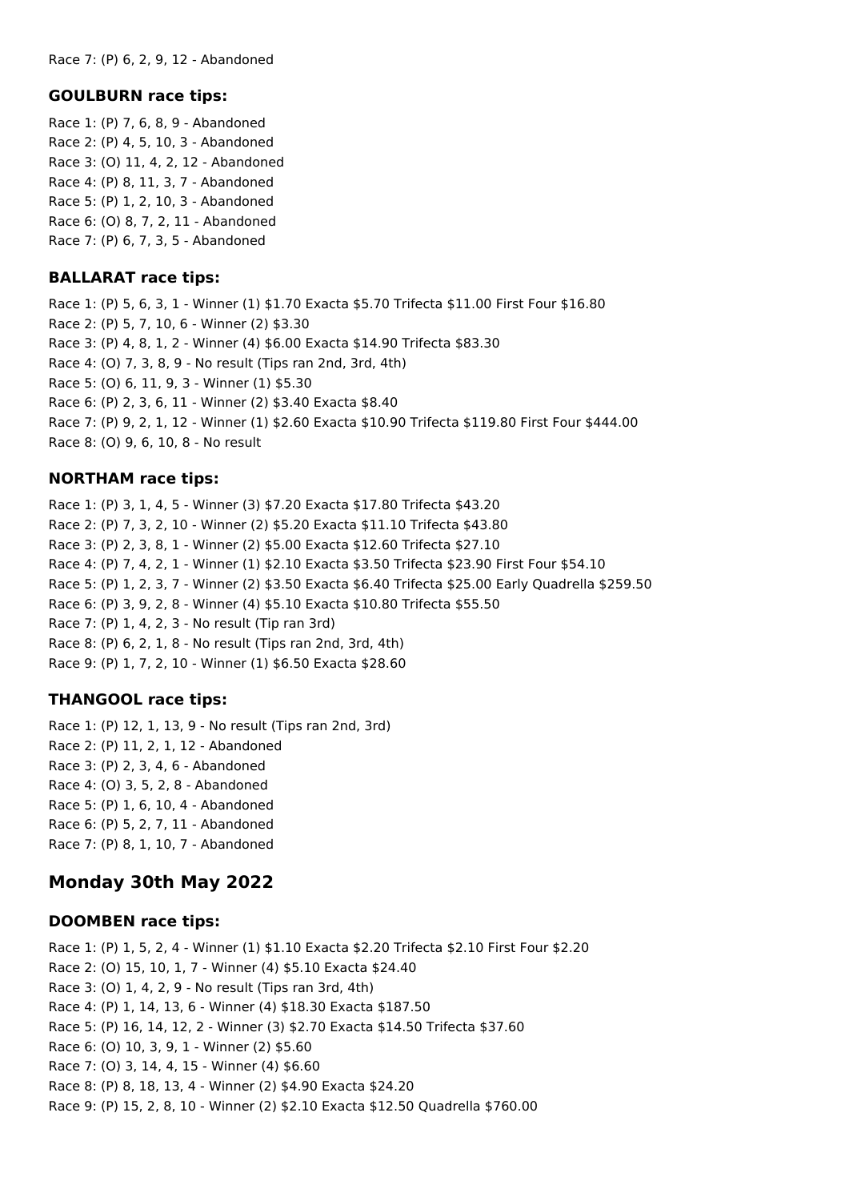Race 7: (P) 6, 2, 9, 12 - Abandoned

### GOULBURN race tips:

Race 1: (P) 7, 6, 8, 9 - Abandoned
Race 2: (P) 4, 5, 10, 3 - Abandoned
Race 3: (O) 11, 4, 2, 12 - Abandoned
Race 4: (P) 8, 11, 3, 7 - Abandoned
Race 5: (P) 1, 2, 10, 3 - Abandoned
Race 6: (O) 8, 7, 2, 11 - Abandoned
Race 7: (P) 6, 7, 3, 5 - Abandoned

### BALLARAT race tips:

Race 1: (P) 5, 6, 3, 1 - Winner (1) $1.70 Exacta $5.70 Trifecta $11.00 First Four $16.80
Race 2: (P) 5, 7, 10, 6 - Winner (2) $3.30
Race 3: (P) 4, 8, 1, 2 - Winner (4) $6.00 Exacta $14.90 Trifecta $83.30
Race 4: (O) 7, 3, 8, 9 - No result (Tips ran 2nd, 3rd, 4th)
Race 5: (O) 6, 11, 9, 3 - Winner (1) $5.30
Race 6: (P) 2, 3, 6, 11 - Winner (2) $3.40 Exacta $8.40
Race 7: (P) 9, 2, 1, 12 - Winner (1) $2.60 Exacta $10.90 Trifecta $119.80 First Four $444.00
Race 8: (O) 9, 6, 10, 8 - No result

### NORTHAM race tips:

Race 1: (P) 3, 1, 4, 5 - Winner (3) $7.20 Exacta $17.80 Trifecta $43.20
Race 2: (P) 7, 3, 2, 10 - Winner (2) $5.20 Exacta $11.10 Trifecta $43.80
Race 3: (P) 2, 3, 8, 1 - Winner (2) $5.00 Exacta $12.60 Trifecta $27.10
Race 4: (P) 7, 4, 2, 1 - Winner (1) $2.10 Exacta $3.50 Trifecta $23.90 First Four $54.10
Race 5: (P) 1, 2, 3, 7 - Winner (2) $3.50 Exacta $6.40 Trifecta $25.00 Early Quadrella $259.50
Race 6: (P) 3, 9, 2, 8 - Winner (4) $5.10 Exacta $10.80 Trifecta $55.50
Race 7: (P) 1, 4, 2, 3 - No result (Tip ran 3rd)
Race 8: (P) 6, 2, 1, 8 - No result (Tips ran 2nd, 3rd, 4th)
Race 9: (P) 1, 7, 2, 10 - Winner (1) $6.50 Exacta $28.60

### THANGOOL race tips:

Race 1: (P) 12, 1, 13, 9 - No result (Tips ran 2nd, 3rd)
Race 2: (P) 11, 2, 1, 12 - Abandoned
Race 3: (P) 2, 3, 4, 6 - Abandoned
Race 4: (O) 3, 5, 2, 8 - Abandoned
Race 5: (P) 1, 6, 10, 4 - Abandoned
Race 6: (P) 5, 2, 7, 11 - Abandoned
Race 7: (P) 8, 1, 10, 7 - Abandoned

## Monday 30th May 2022

### DOOMBEN race tips:

Race 1: (P) 1, 5, 2, 4 - Winner (1) $1.10 Exacta $2.20 Trifecta $2.10 First Four $2.20
Race 2: (O) 15, 10, 1, 7 - Winner (4) $5.10 Exacta $24.40
Race 3: (O) 1, 4, 2, 9 - No result (Tips ran 3rd, 4th)
Race 4: (P) 1, 14, 13, 6 - Winner (4) $18.30 Exacta $187.50
Race 5: (P) 16, 14, 12, 2 - Winner (3) $2.70 Exacta $14.50 Trifecta $37.60
Race 6: (O) 10, 3, 9, 1 - Winner (2) $5.60
Race 7: (O) 3, 14, 4, 15 - Winner (4) $6.60
Race 8: (P) 8, 18, 13, 4 - Winner (2) $4.90 Exacta $24.20
Race 9: (P) 15, 2, 8, 10 - Winner (2) $2.10 Exacta $12.50 Quadrella $760.00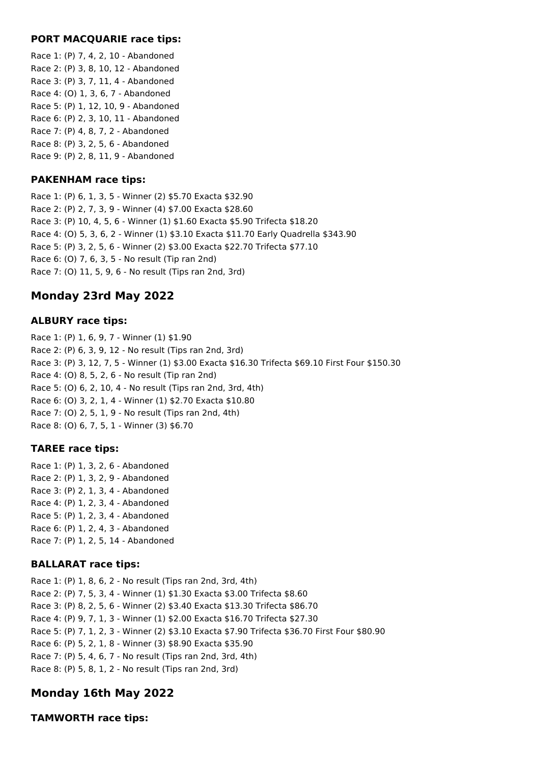### PORT MACQUARIE race tips:

Race 1: (P) 7, 4, 2, 10 - Abandoned
Race 2: (P) 3, 8, 10, 12 - Abandoned
Race 3: (P) 3, 7, 11, 4 - Abandoned
Race 4: (O) 1, 3, 6, 7 - Abandoned
Race 5: (P) 1, 12, 10, 9 - Abandoned
Race 6: (P) 2, 3, 10, 11 - Abandoned
Race 7: (P) 4, 8, 7, 2 - Abandoned
Race 8: (P) 3, 2, 5, 6 - Abandoned
Race 9: (P) 2, 8, 11, 9 - Abandoned

### PAKENHAM race tips:

Race 1: (P) 6, 1, 3, 5 - Winner (2) $5.70 Exacta $32.90
Race 2: (P) 2, 7, 3, 9 - Winner (4) $7.00 Exacta $28.60
Race 3: (P) 10, 4, 5, 6 - Winner (1) $1.60 Exacta $5.90 Trifecta $18.20
Race 4: (O) 5, 3, 6, 2 - Winner (1) $3.10 Exacta $11.70 Early Quadrella $343.90
Race 5: (P) 3, 2, 5, 6 - Winner (2) $3.00 Exacta $22.70 Trifecta $77.10
Race 6: (O) 7, 6, 3, 5 - No result (Tip ran 2nd)
Race 7: (O) 11, 5, 9, 6 - No result (Tips ran 2nd, 3rd)

## Monday 23rd May 2022

### ALBURY race tips:

Race 1: (P) 1, 6, 9, 7 - Winner (1) $1.90
Race 2: (P) 6, 3, 9, 12 - No result (Tips ran 2nd, 3rd)
Race 3: (P) 3, 12, 7, 5 - Winner (1) $3.00 Exacta $16.30 Trifecta $69.10 First Four $150.30
Race 4: (O) 8, 5, 2, 6 - No result (Tip ran 2nd)
Race 5: (O) 6, 2, 10, 4 - No result (Tips ran 2nd, 3rd, 4th)
Race 6: (O) 3, 2, 1, 4 - Winner (1) $2.70 Exacta $10.80
Race 7: (O) 2, 5, 1, 9 - No result (Tips ran 2nd, 4th)
Race 8: (O) 6, 7, 5, 1 - Winner (3) $6.70

### TAREE race tips:

Race 1: (P) 1, 3, 2, 6 - Abandoned
Race 2: (P) 1, 3, 2, 9 - Abandoned
Race 3: (P) 2, 1, 3, 4 - Abandoned
Race 4: (P) 1, 2, 3, 4 - Abandoned
Race 5: (P) 1, 2, 3, 4 - Abandoned
Race 6: (P) 1, 2, 4, 3 - Abandoned
Race 7: (P) 1, 2, 5, 14 - Abandoned

### BALLARAT race tips:

Race 1: (P) 1, 8, 6, 2 - No result (Tips ran 2nd, 3rd, 4th)
Race 2: (P) 7, 5, 3, 4 - Winner (1) $1.30 Exacta $3.00 Trifecta $8.60
Race 3: (P) 8, 2, 5, 6 - Winner (2) $3.40 Exacta $13.30 Trifecta $86.70
Race 4: (P) 9, 7, 1, 3 - Winner (1) $2.00 Exacta $16.70 Trifecta $27.30
Race 5: (P) 7, 1, 2, 3 - Winner (2) $3.10 Exacta $7.90 Trifecta $36.70 First Four $80.90
Race 6: (P) 5, 2, 1, 8 - Winner (3) $8.90 Exacta $35.90
Race 7: (P) 5, 4, 6, 7 - No result (Tips ran 2nd, 3rd, 4th)
Race 8: (P) 5, 8, 1, 2 - No result (Tips ran 2nd, 3rd)

## Monday 16th May 2022

### TAMWORTH race tips: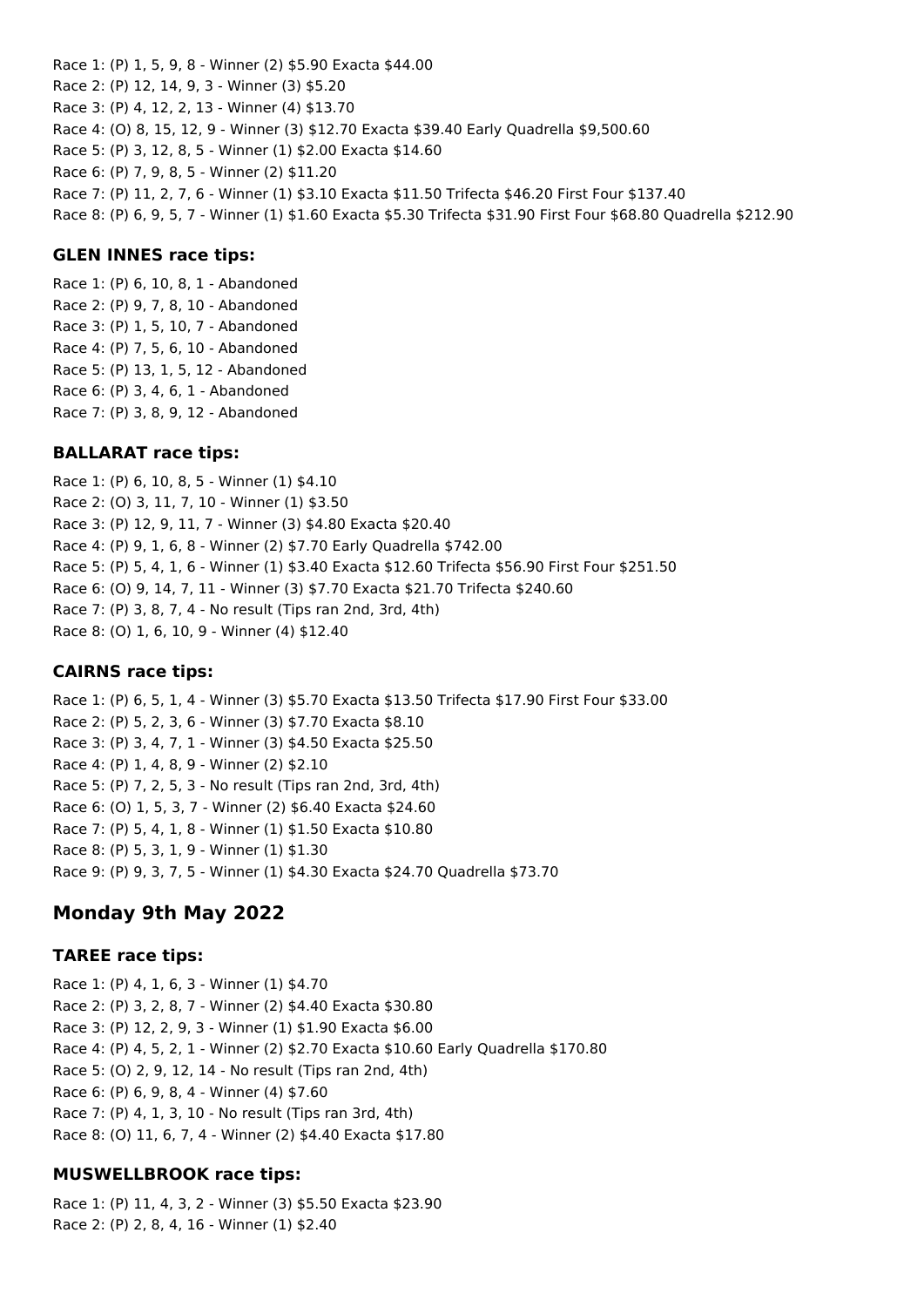Race 1: (P) 1, 5, 9, 8 - Winner (2) $5.90 Exacta $44.00
Race 2: (P) 12, 14, 9, 3 - Winner (3) $5.20
Race 3: (P) 4, 12, 2, 13 - Winner (4) $13.70
Race 4: (O) 8, 15, 12, 9 - Winner (3) $12.70 Exacta $39.40 Early Quadrella $9,500.60
Race 5: (P) 3, 12, 8, 5 - Winner (1) $2.00 Exacta $14.60
Race 6: (P) 7, 9, 8, 5 - Winner (2) $11.20
Race 7: (P) 11, 2, 7, 6 - Winner (1) $3.10 Exacta $11.50 Trifecta $46.20 First Four $137.40
Race 8: (P) 6, 9, 5, 7 - Winner (1) $1.60 Exacta $5.30 Trifecta $31.90 First Four $68.80 Quadrella $212.90

### GLEN INNES race tips:

Race 1: (P) 6, 10, 8, 1 - Abandoned
Race 2: (P) 9, 7, 8, 10 - Abandoned
Race 3: (P) 1, 5, 10, 7 - Abandoned
Race 4: (P) 7, 5, 6, 10 - Abandoned
Race 5: (P) 13, 1, 5, 12 - Abandoned
Race 6: (P) 3, 4, 6, 1 - Abandoned
Race 7: (P) 3, 8, 9, 12 - Abandoned

### BALLARAT race tips:

Race 1: (P) 6, 10, 8, 5 - Winner (1) $4.10
Race 2: (O) 3, 11, 7, 10 - Winner (1) $3.50
Race 3: (P) 12, 9, 11, 7 - Winner (3) $4.80 Exacta $20.40
Race 4: (P) 9, 1, 6, 8 - Winner (2) $7.70 Early Quadrella $742.00
Race 5: (P) 5, 4, 1, 6 - Winner (1) $3.40 Exacta $12.60 Trifecta $56.90 First Four $251.50
Race 6: (O) 9, 14, 7, 11 - Winner (3) $7.70 Exacta $21.70 Trifecta $240.60
Race 7: (P) 3, 8, 7, 4 - No result (Tips ran 2nd, 3rd, 4th)
Race 8: (O) 1, 6, 10, 9 - Winner (4) $12.40

### CAIRNS race tips:

Race 1: (P) 6, 5, 1, 4 - Winner (3) $5.70 Exacta $13.50 Trifecta $17.90 First Four $33.00
Race 2: (P) 5, 2, 3, 6 - Winner (3) $7.70 Exacta $8.10
Race 3: (P) 3, 4, 7, 1 - Winner (3) $4.50 Exacta $25.50
Race 4: (P) 1, 4, 8, 9 - Winner (2) $2.10
Race 5: (P) 7, 2, 5, 3 - No result (Tips ran 2nd, 3rd, 4th)
Race 6: (O) 1, 5, 3, 7 - Winner (2) $6.40 Exacta $24.60
Race 7: (P) 5, 4, 1, 8 - Winner (1) $1.50 Exacta $10.80
Race 8: (P) 5, 3, 1, 9 - Winner (1) $1.30
Race 9: (P) 9, 3, 7, 5 - Winner (1) $4.30 Exacta $24.70 Quadrella $73.70

## Monday 9th May 2022

### TAREE race tips:

Race 1: (P) 4, 1, 6, 3 - Winner (1) $4.70
Race 2: (P) 3, 2, 8, 7 - Winner (2) $4.40 Exacta $30.80
Race 3: (P) 12, 2, 9, 3 - Winner (1) $1.90 Exacta $6.00
Race 4: (P) 4, 5, 2, 1 - Winner (2) $2.70 Exacta $10.60 Early Quadrella $170.80
Race 5: (O) 2, 9, 12, 14 - No result (Tips ran 2nd, 4th)
Race 6: (P) 6, 9, 8, 4 - Winner (4) $7.60
Race 7: (P) 4, 1, 3, 10 - No result (Tips ran 3rd, 4th)
Race 8: (O) 11, 6, 7, 4 - Winner (2) $4.40 Exacta $17.80

### MUSWELLBROOK race tips:

Race 1: (P) 11, 4, 3, 2 - Winner (3) $5.50 Exacta $23.90
Race 2: (P) 2, 8, 4, 16 - Winner (1) $2.40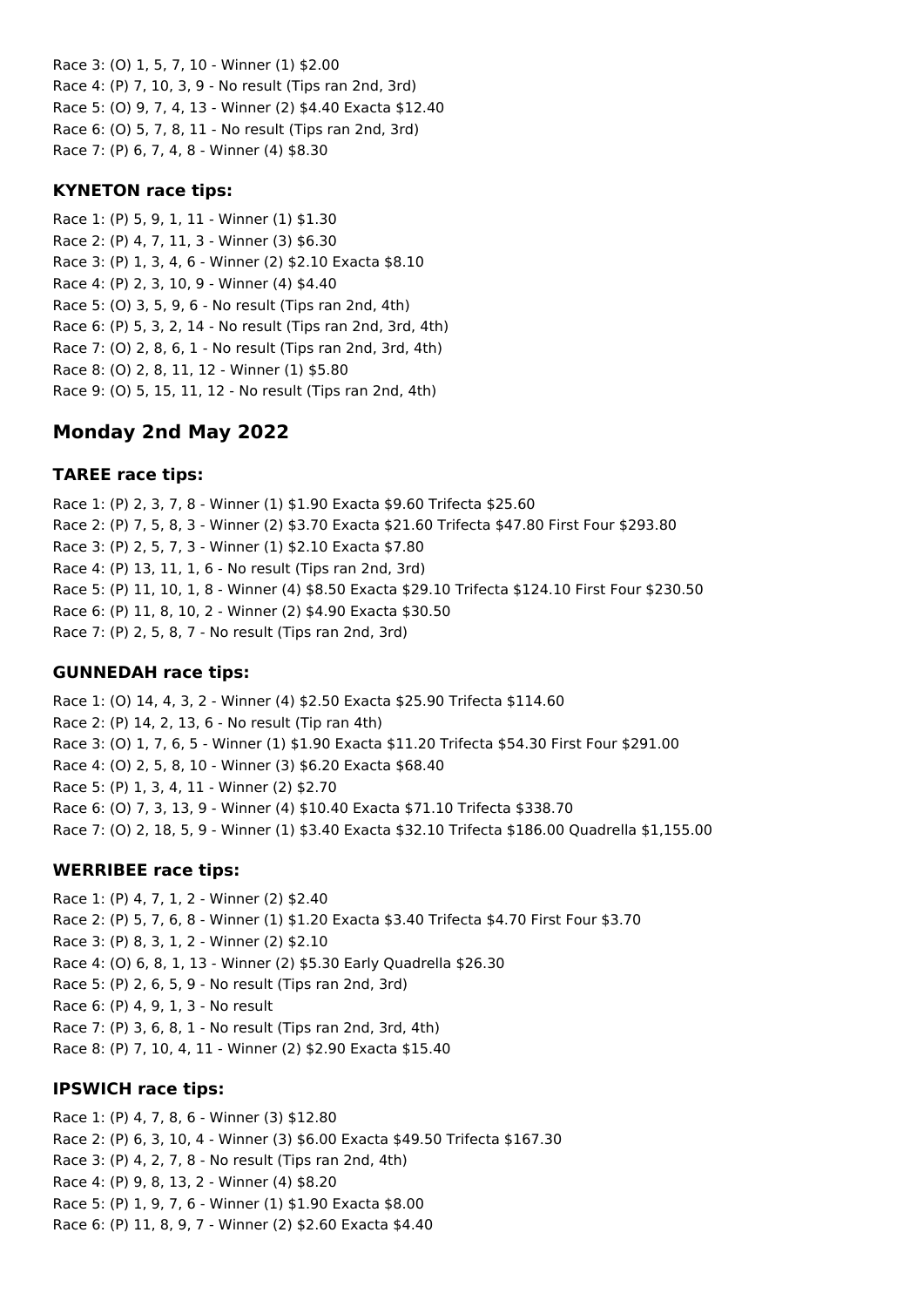Race 3: (O) 1, 5, 7, 10 - Winner (1) $2.00
Race 4: (P) 7, 10, 3, 9 - No result (Tips ran 2nd, 3rd)
Race 5: (O) 9, 7, 4, 13 - Winner (2) $4.40 Exacta $12.40
Race 6: (O) 5, 7, 8, 11 - No result (Tips ran 2nd, 3rd)
Race 7: (P) 6, 7, 4, 8 - Winner (4) $8.30

### KYNETON race tips:

Race 1: (P) 5, 9, 1, 11 - Winner (1) $1.30
Race 2: (P) 4, 7, 11, 3 - Winner (3) $6.30
Race 3: (P) 1, 3, 4, 6 - Winner (2) $2.10 Exacta $8.10
Race 4: (P) 2, 3, 10, 9 - Winner (4) $4.40
Race 5: (O) 3, 5, 9, 6 - No result (Tips ran 2nd, 4th)
Race 6: (P) 5, 3, 2, 14 - No result (Tips ran 2nd, 3rd, 4th)
Race 7: (O) 2, 8, 6, 1 - No result (Tips ran 2nd, 3rd, 4th)
Race 8: (O) 2, 8, 11, 12 - Winner (1) $5.80
Race 9: (O) 5, 15, 11, 12 - No result (Tips ran 2nd, 4th)

## Monday 2nd May 2022

### TAREE race tips:

Race 1: (P) 2, 3, 7, 8 - Winner (1) $1.90 Exacta $9.60 Trifecta $25.60
Race 2: (P) 7, 5, 8, 3 - Winner (2) $3.70 Exacta $21.60 Trifecta $47.80 First Four $293.80
Race 3: (P) 2, 5, 7, 3 - Winner (1) $2.10 Exacta $7.80
Race 4: (P) 13, 11, 1, 6 - No result (Tips ran 2nd, 3rd)
Race 5: (P) 11, 10, 1, 8 - Winner (4) $8.50 Exacta $29.10 Trifecta $124.10 First Four $230.50
Race 6: (P) 11, 8, 10, 2 - Winner (2) $4.90 Exacta $30.50
Race 7: (P) 2, 5, 8, 7 - No result (Tips ran 2nd, 3rd)

### GUNNEDAH race tips:

Race 1: (O) 14, 4, 3, 2 - Winner (4) $2.50 Exacta $25.90 Trifecta $114.60
Race 2: (P) 14, 2, 13, 6 - No result (Tip ran 4th)
Race 3: (O) 1, 7, 6, 5 - Winner (1) $1.90 Exacta $11.20 Trifecta $54.30 First Four $291.00
Race 4: (O) 2, 5, 8, 10 - Winner (3) $6.20 Exacta $68.40
Race 5: (P) 1, 3, 4, 11 - Winner (2) $2.70
Race 6: (O) 7, 3, 13, 9 - Winner (4) $10.40 Exacta $71.10 Trifecta $338.70
Race 7: (O) 2, 18, 5, 9 - Winner (1) $3.40 Exacta $32.10 Trifecta $186.00 Quadrella $1,155.00

### WERRIBEE race tips:

Race 1: (P) 4, 7, 1, 2 - Winner (2) $2.40
Race 2: (P) 5, 7, 6, 8 - Winner (1) $1.20 Exacta $3.40 Trifecta $4.70 First Four $3.70
Race 3: (P) 8, 3, 1, 2 - Winner (2) $2.10
Race 4: (O) 6, 8, 1, 13 - Winner (2) $5.30 Early Quadrella $26.30
Race 5: (P) 2, 6, 5, 9 - No result (Tips ran 2nd, 3rd)
Race 6: (P) 4, 9, 1, 3 - No result
Race 7: (P) 3, 6, 8, 1 - No result (Tips ran 2nd, 3rd, 4th)
Race 8: (P) 7, 10, 4, 11 - Winner (2) $2.90 Exacta $15.40

### IPSWICH race tips:

Race 1: (P) 4, 7, 8, 6 - Winner (3) $12.80
Race 2: (P) 6, 3, 10, 4 - Winner (3) $6.00 Exacta $49.50 Trifecta $167.30
Race 3: (P) 4, 2, 7, 8 - No result (Tips ran 2nd, 4th)
Race 4: (P) 9, 8, 13, 2 - Winner (4) $8.20
Race 5: (P) 1, 9, 7, 6 - Winner (1) $1.90 Exacta $8.00
Race 6: (P) 11, 8, 9, 7 - Winner (2) $2.60 Exacta $4.40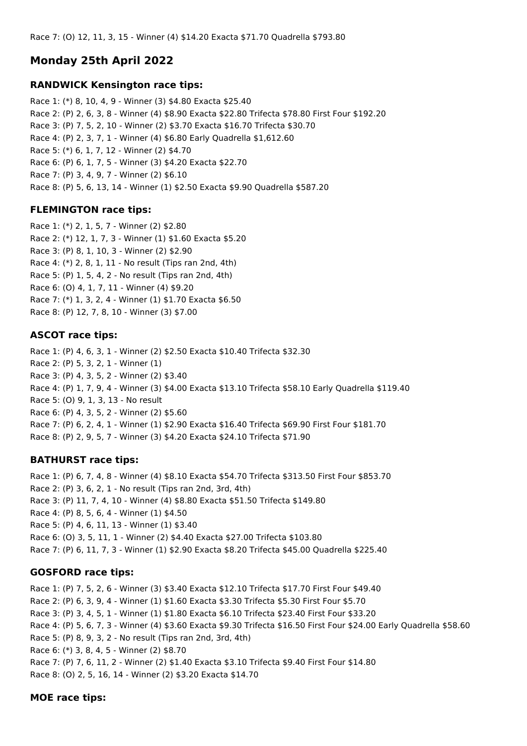Race 7: (O) 12, 11, 3, 15 - Winner (4) $14.20 Exacta $71.70 Quadrella $793.80

## Monday 25th April 2022

### RANDWICK Kensington race tips:

Race 1: (*) 8, 10, 4, 9 - Winner (3) $4.80 Exacta $25.40
Race 2: (P) 2, 6, 3, 8 - Winner (4) $8.90 Exacta $22.80 Trifecta $78.80 First Four $192.20
Race 3: (P) 7, 5, 2, 10 - Winner (2) $3.70 Exacta $16.70 Trifecta $30.70
Race 4: (P) 2, 3, 7, 1 - Winner (4) $6.80 Early Quadrella $1,612.60
Race 5: (*) 6, 1, 7, 12 - Winner (2) $4.70
Race 6: (P) 6, 1, 7, 5 - Winner (3) $4.20 Exacta $22.70
Race 7: (P) 3, 4, 9, 7 - Winner (2) $6.10
Race 8: (P) 5, 6, 13, 14 - Winner (1) $2.50 Exacta $9.90 Quadrella $587.20

### FLEMINGTON race tips:

Race 1: (*) 2, 1, 5, 7 - Winner (2) $2.80
Race 2: (*) 12, 1, 7, 3 - Winner (1) $1.60 Exacta $5.20
Race 3: (P) 8, 1, 10, 3 - Winner (2) $2.90
Race 4: (*) 2, 8, 1, 11 - No result (Tips ran 2nd, 4th)
Race 5: (P) 1, 5, 4, 2 - No result (Tips ran 2nd, 4th)
Race 6: (O) 4, 1, 7, 11 - Winner (4) $9.20
Race 7: (*) 1, 3, 2, 4 - Winner (1) $1.70 Exacta $6.50
Race 8: (P) 12, 7, 8, 10 - Winner (3) $7.00

### ASCOT race tips:

Race 1: (P) 4, 6, 3, 1 - Winner (2) $2.50 Exacta $10.40 Trifecta $32.30
Race 2: (P) 5, 3, 2, 1 - Winner (1)
Race 3: (P) 4, 3, 5, 2 - Winner (2) $3.40
Race 4: (P) 1, 7, 9, 4 - Winner (3) $4.00 Exacta $13.10 Trifecta $58.10 Early Quadrella $119.40
Race 5: (O) 9, 1, 3, 13 - No result
Race 6: (P) 4, 3, 5, 2 - Winner (2) $5.60
Race 7: (P) 6, 2, 4, 1 - Winner (1) $2.90 Exacta $16.40 Trifecta $69.90 First Four $181.70
Race 8: (P) 2, 9, 5, 7 - Winner (3) $4.20 Exacta $24.10 Trifecta $71.90

### BATHURST race tips:

Race 1: (P) 6, 7, 4, 8 - Winner (4) $8.10 Exacta $54.70 Trifecta $313.50 First Four $853.70
Race 2: (P) 3, 6, 2, 1 - No result (Tips ran 2nd, 3rd, 4th)
Race 3: (P) 11, 7, 4, 10 - Winner (4) $8.80 Exacta $51.50 Trifecta $149.80
Race 4: (P) 8, 5, 6, 4 - Winner (1) $4.50
Race 5: (P) 4, 6, 11, 13 - Winner (1) $3.40
Race 6: (O) 3, 5, 11, 1 - Winner (2) $4.40 Exacta $27.00 Trifecta $103.80
Race 7: (P) 6, 11, 7, 3 - Winner (1) $2.90 Exacta $8.20 Trifecta $45.00 Quadrella $225.40

### GOSFORD race tips:

Race 1: (P) 7, 5, 2, 6 - Winner (3) $3.40 Exacta $12.10 Trifecta $17.70 First Four $49.40
Race 2: (P) 6, 3, 9, 4 - Winner (1) $1.60 Exacta $3.30 Trifecta $5.30 First Four $5.70
Race 3: (P) 3, 4, 5, 1 - Winner (1) $1.80 Exacta $6.10 Trifecta $23.40 First Four $33.20
Race 4: (P) 5, 6, 7, 3 - Winner (4) $3.60 Exacta $9.30 Trifecta $16.50 First Four $24.00 Early Quadrella $58.60
Race 5: (P) 8, 9, 3, 2 - No result (Tips ran 2nd, 3rd, 4th)
Race 6: (*) 3, 8, 4, 5 - Winner (2) $8.70
Race 7: (P) 7, 6, 11, 2 - Winner (2) $1.40 Exacta $3.10 Trifecta $9.40 First Four $14.80
Race 8: (O) 2, 5, 16, 14 - Winner (2) $3.20 Exacta $14.70

### MOE race tips: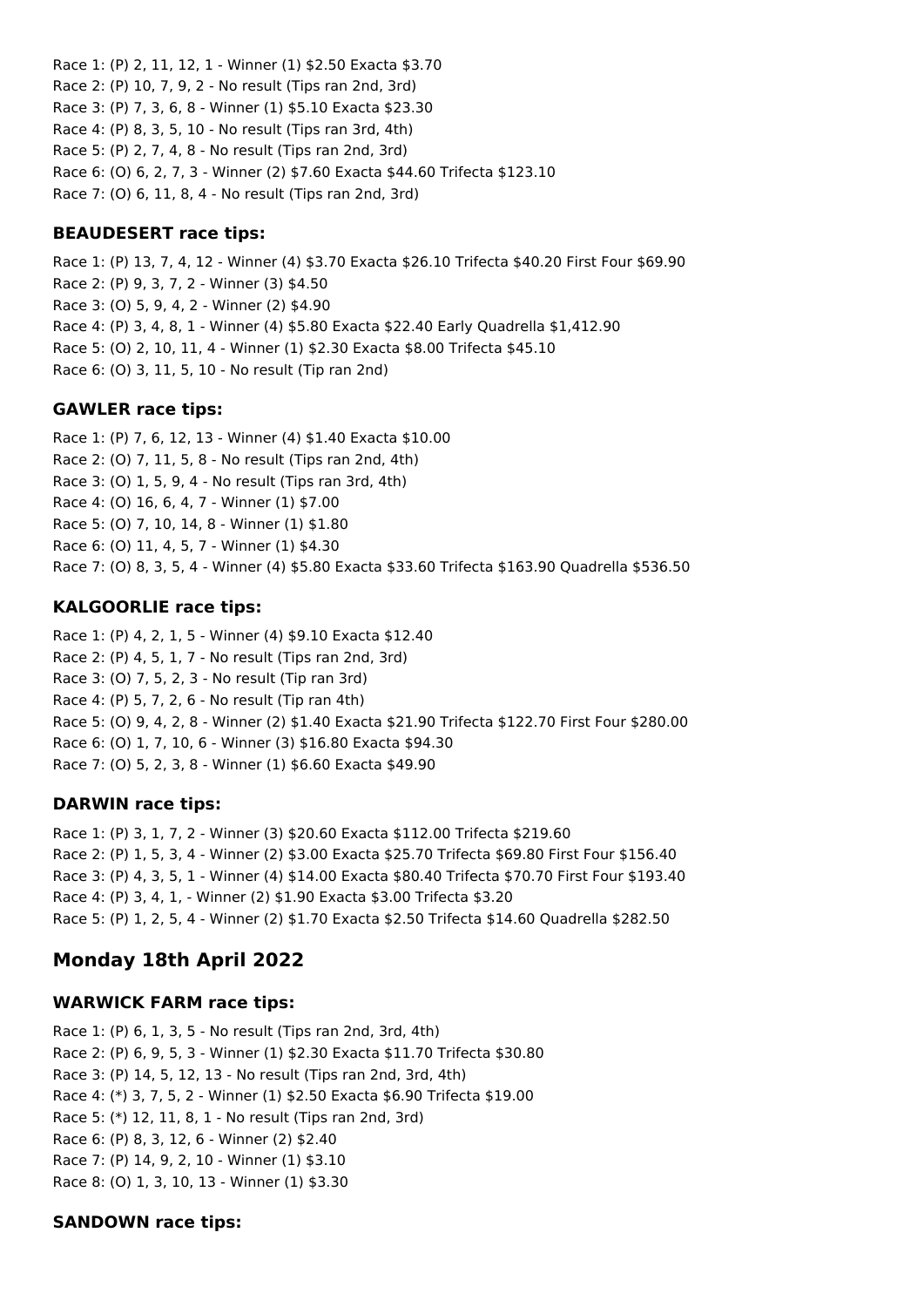Race 1: (P) 2, 11, 12, 1 - Winner (1) $2.50 Exacta $3.70
Race 2: (P) 10, 7, 9, 2 - No result (Tips ran 2nd, 3rd)
Race 3: (P) 7, 3, 6, 8 - Winner (1) $5.10 Exacta $23.30
Race 4: (P) 8, 3, 5, 10 - No result (Tips ran 3rd, 4th)
Race 5: (P) 2, 7, 4, 8 - No result (Tips ran 2nd, 3rd)
Race 6: (O) 6, 2, 7, 3 - Winner (2) $7.60 Exacta $44.60 Trifecta $123.10
Race 7: (O) 6, 11, 8, 4 - No result (Tips ran 2nd, 3rd)

### BEAUDESERT race tips:

Race 1: (P) 13, 7, 4, 12 - Winner (4) $3.70 Exacta $26.10 Trifecta $40.20 First Four $69.90
Race 2: (P) 9, 3, 7, 2 - Winner (3) $4.50
Race 3: (O) 5, 9, 4, 2 - Winner (2) $4.90
Race 4: (P) 3, 4, 8, 1 - Winner (4) $5.80 Exacta $22.40 Early Quadrella $1,412.90
Race 5: (O) 2, 10, 11, 4 - Winner (1) $2.30 Exacta $8.00 Trifecta $45.10
Race 6: (O) 3, 11, 5, 10 - No result (Tip ran 2nd)

### GAWLER race tips:

Race 1: (P) 7, 6, 12, 13 - Winner (4) $1.40 Exacta $10.00
Race 2: (O) 7, 11, 5, 8 - No result (Tips ran 2nd, 4th)
Race 3: (O) 1, 5, 9, 4 - No result (Tips ran 3rd, 4th)
Race 4: (O) 16, 6, 4, 7 - Winner (1) $7.00
Race 5: (O) 7, 10, 14, 8 - Winner (1) $1.80
Race 6: (O) 11, 4, 5, 7 - Winner (1) $4.30
Race 7: (O) 8, 3, 5, 4 - Winner (4) $5.80 Exacta $33.60 Trifecta $163.90 Quadrella $536.50

### KALGOORLIE race tips:

Race 1: (P) 4, 2, 1, 5 - Winner (4) $9.10 Exacta $12.40
Race 2: (P) 4, 5, 1, 7 - No result (Tips ran 2nd, 3rd)
Race 3: (O) 7, 5, 2, 3 - No result (Tip ran 3rd)
Race 4: (P) 5, 7, 2, 6 - No result (Tip ran 4th)
Race 5: (O) 9, 4, 2, 8 - Winner (2) $1.40 Exacta $21.90 Trifecta $122.70 First Four $280.00
Race 6: (O) 1, 7, 10, 6 - Winner (3) $16.80 Exacta $94.30
Race 7: (O) 5, 2, 3, 8 - Winner (1) $6.60 Exacta $49.90

### DARWIN race tips:

Race 1: (P) 3, 1, 7, 2 - Winner (3) $20.60 Exacta $112.00 Trifecta $219.60
Race 2: (P) 1, 5, 3, 4 - Winner (2) $3.00 Exacta $25.70 Trifecta $69.80 First Four $156.40
Race 3: (P) 4, 3, 5, 1 - Winner (4) $14.00 Exacta $80.40 Trifecta $70.70 First Four $193.40
Race 4: (P) 3, 4, 1, - Winner (2) $1.90 Exacta $3.00 Trifecta $3.20
Race 5: (P) 1, 2, 5, 4 - Winner (2) $1.70 Exacta $2.50 Trifecta $14.60 Quadrella $282.50

## Monday 18th April 2022

### WARWICK FARM race tips:

Race 1: (P) 6, 1, 3, 5 - No result (Tips ran 2nd, 3rd, 4th)
Race 2: (P) 6, 9, 5, 3 - Winner (1) $2.30 Exacta $11.70 Trifecta $30.80
Race 3: (P) 14, 5, 12, 13 - No result (Tips ran 2nd, 3rd, 4th)
Race 4: (*) 3, 7, 5, 2 - Winner (1) $2.50 Exacta $6.90 Trifecta $19.00
Race 5: (*) 12, 11, 8, 1 - No result (Tips ran 2nd, 3rd)
Race 6: (P) 8, 3, 12, 6 - Winner (2) $2.40
Race 7: (P) 14, 9, 2, 10 - Winner (1) $3.10
Race 8: (O) 1, 3, 10, 13 - Winner (1) $3.30

### SANDOWN race tips: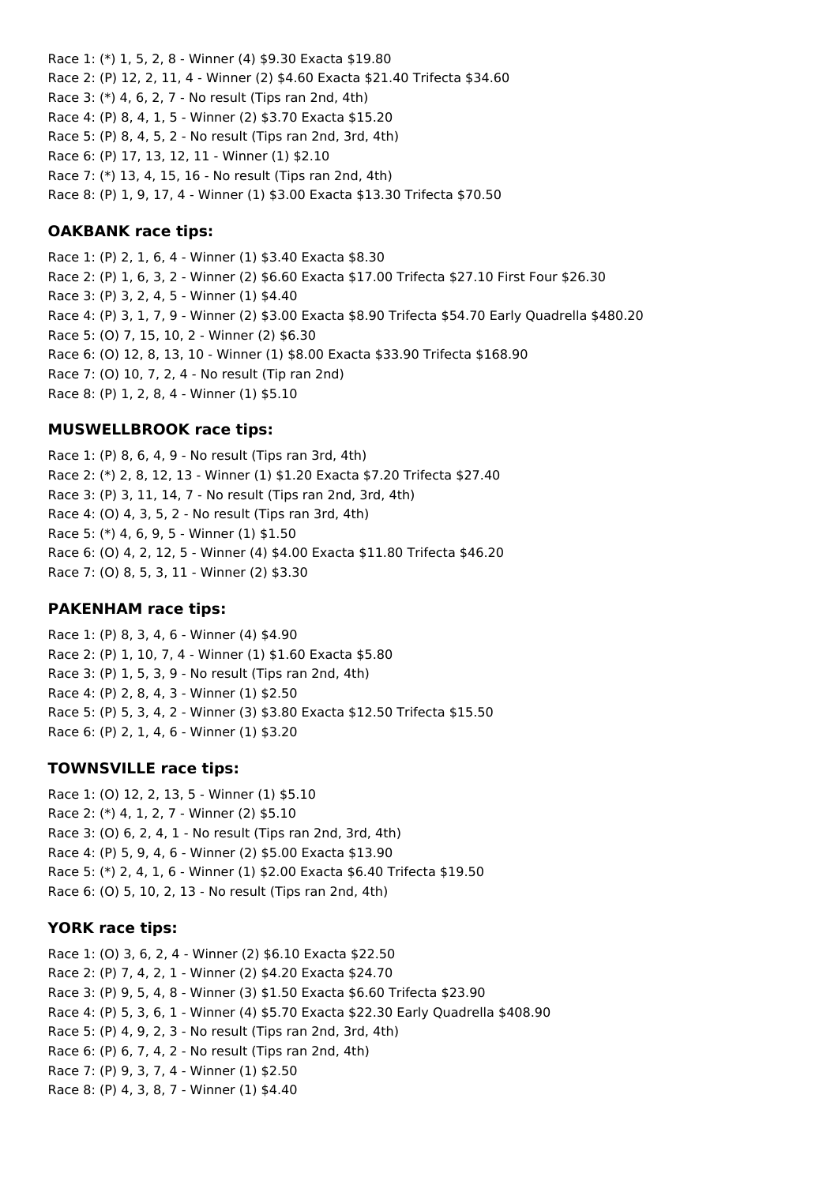Race 1: (*) 1, 5, 2, 8 - Winner (4) $9.30 Exacta $19.80
Race 2: (P) 12, 2, 11, 4 - Winner (2) $4.60 Exacta $21.40 Trifecta $34.60
Race 3: (*) 4, 6, 2, 7 - No result (Tips ran 2nd, 4th)
Race 4: (P) 8, 4, 1, 5 - Winner (2) $3.70 Exacta $15.20
Race 5: (P) 8, 4, 5, 2 - No result (Tips ran 2nd, 3rd, 4th)
Race 6: (P) 17, 13, 12, 11 - Winner (1) $2.10
Race 7: (*) 13, 4, 15, 16 - No result (Tips ran 2nd, 4th)
Race 8: (P) 1, 9, 17, 4 - Winner (1) $3.00 Exacta $13.30 Trifecta $70.50

### OAKBANK race tips:

Race 1: (P) 2, 1, 6, 4 - Winner (1) $3.40 Exacta $8.30
Race 2: (P) 1, 6, 3, 2 - Winner (2) $6.60 Exacta $17.00 Trifecta $27.10 First Four $26.30
Race 3: (P) 3, 2, 4, 5 - Winner (1) $4.40
Race 4: (P) 3, 1, 7, 9 - Winner (2) $3.00 Exacta $8.90 Trifecta $54.70 Early Quadrella $480.20
Race 5: (O) 7, 15, 10, 2 - Winner (2) $6.30
Race 6: (O) 12, 8, 13, 10 - Winner (1) $8.00 Exacta $33.90 Trifecta $168.90
Race 7: (O) 10, 7, 2, 4 - No result (Tip ran 2nd)
Race 8: (P) 1, 2, 8, 4 - Winner (1) $5.10

### MUSWELLBROOK race tips:

Race 1: (P) 8, 6, 4, 9 - No result (Tips ran 3rd, 4th)
Race 2: (*) 2, 8, 12, 13 - Winner (1) $1.20 Exacta $7.20 Trifecta $27.40
Race 3: (P) 3, 11, 14, 7 - No result (Tips ran 2nd, 3rd, 4th)
Race 4: (O) 4, 3, 5, 2 - No result (Tips ran 3rd, 4th)
Race 5: (*) 4, 6, 9, 5 - Winner (1) $1.50
Race 6: (O) 4, 2, 12, 5 - Winner (4) $4.00 Exacta $11.80 Trifecta $46.20
Race 7: (O) 8, 5, 3, 11 - Winner (2) $3.30

### PAKENHAM race tips:

Race 1: (P) 8, 3, 4, 6 - Winner (4) $4.90
Race 2: (P) 1, 10, 7, 4 - Winner (1) $1.60 Exacta $5.80
Race 3: (P) 1, 5, 3, 9 - No result (Tips ran 2nd, 4th)
Race 4: (P) 2, 8, 4, 3 - Winner (1) $2.50
Race 5: (P) 5, 3, 4, 2 - Winner (3) $3.80 Exacta $12.50 Trifecta $15.50
Race 6: (P) 2, 1, 4, 6 - Winner (1) $3.20

### TOWNSVILLE race tips:

Race 1: (O) 12, 2, 13, 5 - Winner (1) $5.10
Race 2: (*) 4, 1, 2, 7 - Winner (2) $5.10
Race 3: (O) 6, 2, 4, 1 - No result (Tips ran 2nd, 3rd, 4th)
Race 4: (P) 5, 9, 4, 6 - Winner (2) $5.00 Exacta $13.90
Race 5: (*) 2, 4, 1, 6 - Winner (1) $2.00 Exacta $6.40 Trifecta $19.50
Race 6: (O) 5, 10, 2, 13 - No result (Tips ran 2nd, 4th)

### YORK race tips:

Race 1: (O) 3, 6, 2, 4 - Winner (2) $6.10 Exacta $22.50
Race 2: (P) 7, 4, 2, 1 - Winner (2) $4.20 Exacta $24.70
Race 3: (P) 9, 5, 4, 8 - Winner (3) $1.50 Exacta $6.60 Trifecta $23.90
Race 4: (P) 5, 3, 6, 1 - Winner (4) $5.70 Exacta $22.30 Early Quadrella $408.90
Race 5: (P) 4, 9, 2, 3 - No result (Tips ran 2nd, 3rd, 4th)
Race 6: (P) 6, 7, 4, 2 - No result (Tips ran 2nd, 4th)
Race 7: (P) 9, 3, 7, 4 - Winner (1) $2.50
Race 8: (P) 4, 3, 8, 7 - Winner (1) $4.40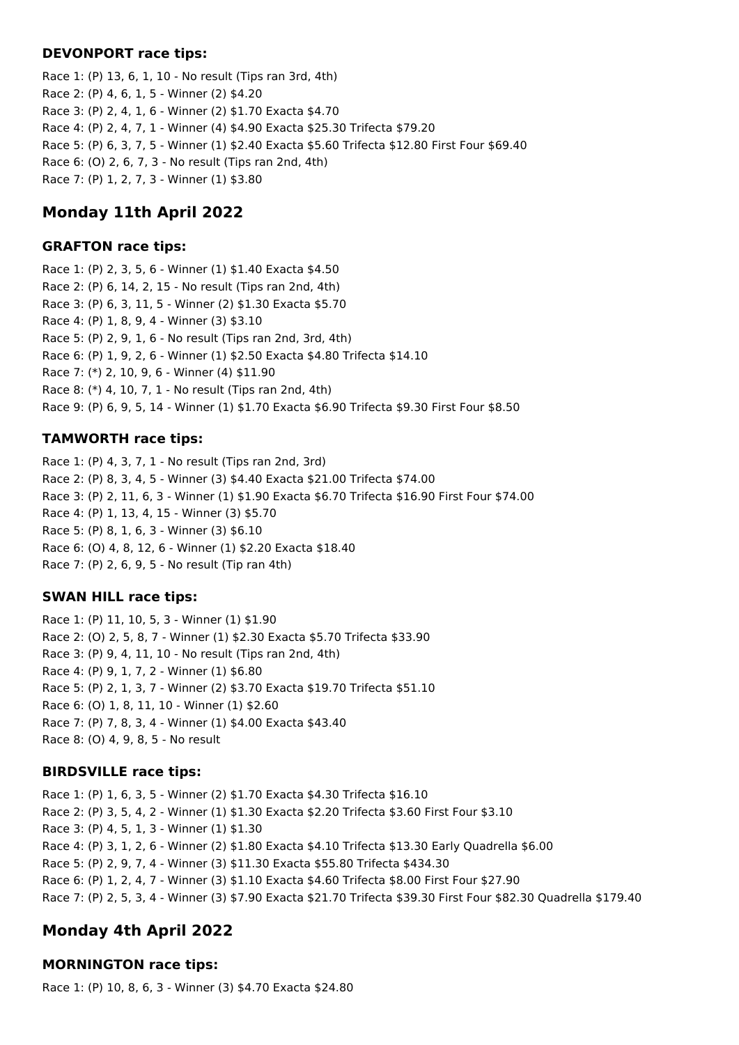### DEVONPORT race tips:

Race 1: (P) 13, 6, 1, 10 - No result (Tips ran 3rd, 4th)
Race 2: (P) 4, 6, 1, 5 - Winner (2) $4.20
Race 3: (P) 2, 4, 1, 6 - Winner (2) $1.70 Exacta $4.70
Race 4: (P) 2, 4, 7, 1 - Winner (4) $4.90 Exacta $25.30 Trifecta $79.20
Race 5: (P) 6, 3, 7, 5 - Winner (1) $2.40 Exacta $5.60 Trifecta $12.80 First Four $69.40
Race 6: (O) 2, 6, 7, 3 - No result (Tips ran 2nd, 4th)
Race 7: (P) 1, 2, 7, 3 - Winner (1) $3.80

## Monday 11th April 2022

### GRAFTON race tips:

Race 1: (P) 2, 3, 5, 6 - Winner (1) $1.40 Exacta $4.50
Race 2: (P) 6, 14, 2, 15 - No result (Tips ran 2nd, 4th)
Race 3: (P) 6, 3, 11, 5 - Winner (2) $1.30 Exacta $5.70
Race 4: (P) 1, 8, 9, 4 - Winner (3) $3.10
Race 5: (P) 2, 9, 1, 6 - No result (Tips ran 2nd, 3rd, 4th)
Race 6: (P) 1, 9, 2, 6 - Winner (1) $2.50 Exacta $4.80 Trifecta $14.10
Race 7: (*) 2, 10, 9, 6 - Winner (4) $11.90
Race 8: (*) 4, 10, 7, 1 - No result (Tips ran 2nd, 4th)
Race 9: (P) 6, 9, 5, 14 - Winner (1) $1.70 Exacta $6.90 Trifecta $9.30 First Four $8.50

### TAMWORTH race tips:

Race 1: (P) 4, 3, 7, 1 - No result (Tips ran 2nd, 3rd)
Race 2: (P) 8, 3, 4, 5 - Winner (3) $4.40 Exacta $21.00 Trifecta $74.00
Race 3: (P) 2, 11, 6, 3 - Winner (1) $1.90 Exacta $6.70 Trifecta $16.90 First Four $74.00
Race 4: (P) 1, 13, 4, 15 - Winner (3) $5.70
Race 5: (P) 8, 1, 6, 3 - Winner (3) $6.10
Race 6: (O) 4, 8, 12, 6 - Winner (1) $2.20 Exacta $18.40
Race 7: (P) 2, 6, 9, 5 - No result (Tip ran 4th)

### SWAN HILL race tips:

Race 1: (P) 11, 10, 5, 3 - Winner (1) $1.90
Race 2: (O) 2, 5, 8, 7 - Winner (1) $2.30 Exacta $5.70 Trifecta $33.90
Race 3: (P) 9, 4, 11, 10 - No result (Tips ran 2nd, 4th)
Race 4: (P) 9, 1, 7, 2 - Winner (1) $6.80
Race 5: (P) 2, 1, 3, 7 - Winner (2) $3.70 Exacta $19.70 Trifecta $51.10
Race 6: (O) 1, 8, 11, 10 - Winner (1) $2.60
Race 7: (P) 7, 8, 3, 4 - Winner (1) $4.00 Exacta $43.40
Race 8: (O) 4, 9, 8, 5 - No result

### BIRDSVILLE race tips:

Race 1: (P) 1, 6, 3, 5 - Winner (2) $1.70 Exacta $4.30 Trifecta $16.10
Race 2: (P) 3, 5, 4, 2 - Winner (1) $1.30 Exacta $2.20 Trifecta $3.60 First Four $3.10
Race 3: (P) 4, 5, 1, 3 - Winner (1) $1.30
Race 4: (P) 3, 1, 2, 6 - Winner (2) $1.80 Exacta $4.10 Trifecta $13.30 Early Quadrella $6.00
Race 5: (P) 2, 9, 7, 4 - Winner (3) $11.30 Exacta $55.80 Trifecta $434.30
Race 6: (P) 1, 2, 4, 7 - Winner (3) $1.10 Exacta $4.60 Trifecta $8.00 First Four $27.90
Race 7: (P) 2, 5, 3, 4 - Winner (3) $7.90 Exacta $21.70 Trifecta $39.30 First Four $82.30 Quadrella $179.40

## Monday 4th April 2022

### MORNINGTON race tips:

Race 1: (P) 10, 8, 6, 3 - Winner (3) $4.70 Exacta $24.80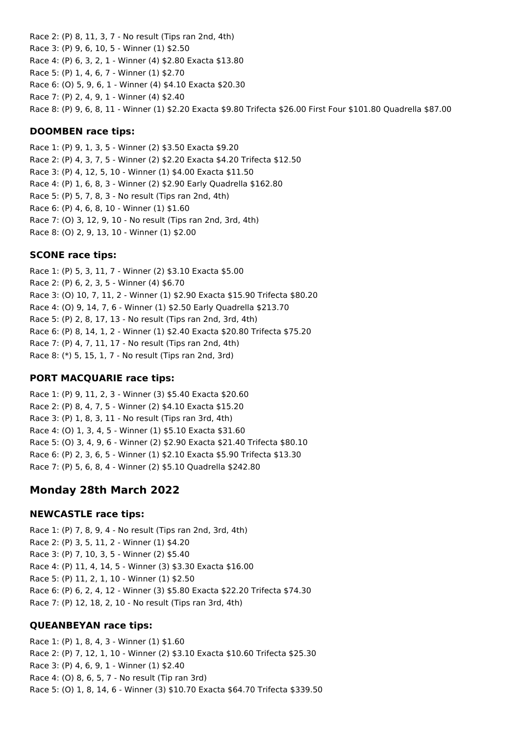Race 2: (P) 8, 11, 3, 7 - No result (Tips ran 2nd, 4th)
Race 3: (P) 9, 6, 10, 5 - Winner (1) $2.50
Race 4: (P) 6, 3, 2, 1 - Winner (4) $2.80 Exacta $13.80
Race 5: (P) 1, 4, 6, 7 - Winner (1) $2.70
Race 6: (O) 5, 9, 6, 1 - Winner (4) $4.10 Exacta $20.30
Race 7: (P) 2, 4, 9, 1 - Winner (4) $2.40
Race 8: (P) 9, 6, 8, 11 - Winner (1) $2.20 Exacta $9.80 Trifecta $26.00 First Four $101.80 Quadrella $87.00

### DOOMBEN race tips:

Race 1: (P) 9, 1, 3, 5 - Winner (2) $3.50 Exacta $9.20
Race 2: (P) 4, 3, 7, 5 - Winner (2) $2.20 Exacta $4.20 Trifecta $12.50
Race 3: (P) 4, 12, 5, 10 - Winner (1) $4.00 Exacta $11.50
Race 4: (P) 1, 6, 8, 3 - Winner (2) $2.90 Early Quadrella $162.80
Race 5: (P) 5, 7, 8, 3 - No result (Tips ran 2nd, 4th)
Race 6: (P) 4, 6, 8, 10 - Winner (1) $1.60
Race 7: (O) 3, 12, 9, 10 - No result (Tips ran 2nd, 3rd, 4th)
Race 8: (O) 2, 9, 13, 10 - Winner (1) $2.00

### SCONE race tips:

Race 1: (P) 5, 3, 11, 7 - Winner (2) $3.10 Exacta $5.00
Race 2: (P) 6, 2, 3, 5 - Winner (4) $6.70
Race 3: (O) 10, 7, 11, 2 - Winner (1) $2.90 Exacta $15.90 Trifecta $80.20
Race 4: (O) 9, 14, 7, 6 - Winner (1) $2.50 Early Quadrella $213.70
Race 5: (P) 2, 8, 17, 13 - No result (Tips ran 2nd, 3rd, 4th)
Race 6: (P) 8, 14, 1, 2 - Winner (1) $2.40 Exacta $20.80 Trifecta $75.20
Race 7: (P) 4, 7, 11, 17 - No result (Tips ran 2nd, 4th)
Race 8: (*) 5, 15, 1, 7 - No result (Tips ran 2nd, 3rd)

### PORT MACQUARIE race tips:

Race 1: (P) 9, 11, 2, 3 - Winner (3) $5.40 Exacta $20.60
Race 2: (P) 8, 4, 7, 5 - Winner (2) $4.10 Exacta $15.20
Race 3: (P) 1, 8, 3, 11 - No result (Tips ran 3rd, 4th)
Race 4: (O) 1, 3, 4, 5 - Winner (1) $5.10 Exacta $31.60
Race 5: (O) 3, 4, 9, 6 - Winner (2) $2.90 Exacta $21.40 Trifecta $80.10
Race 6: (P) 2, 3, 6, 5 - Winner (1) $2.10 Exacta $5.90 Trifecta $13.30
Race 7: (P) 5, 6, 8, 4 - Winner (2) $5.10 Quadrella $242.80

## Monday 28th March 2022

### NEWCASTLE race tips:

Race 1: (P) 7, 8, 9, 4 - No result (Tips ran 2nd, 3rd, 4th)
Race 2: (P) 3, 5, 11, 2 - Winner (1) $4.20
Race 3: (P) 7, 10, 3, 5 - Winner (2) $5.40
Race 4: (P) 11, 4, 14, 5 - Winner (3) $3.30 Exacta $16.00
Race 5: (P) 11, 2, 1, 10 - Winner (1) $2.50
Race 6: (P) 6, 2, 4, 12 - Winner (3) $5.80 Exacta $22.20 Trifecta $74.30
Race 7: (P) 12, 18, 2, 10 - No result (Tips ran 3rd, 4th)

### QUEANBEYAN race tips:

Race 1: (P) 1, 8, 4, 3 - Winner (1) $1.60
Race 2: (P) 7, 12, 1, 10 - Winner (2) $3.10 Exacta $10.60 Trifecta $25.30
Race 3: (P) 4, 6, 9, 1 - Winner (1) $2.40
Race 4: (O) 8, 6, 5, 7 - No result (Tip ran 3rd)
Race 5: (O) 1, 8, 14, 6 - Winner (3) $10.70 Exacta $64.70 Trifecta $339.50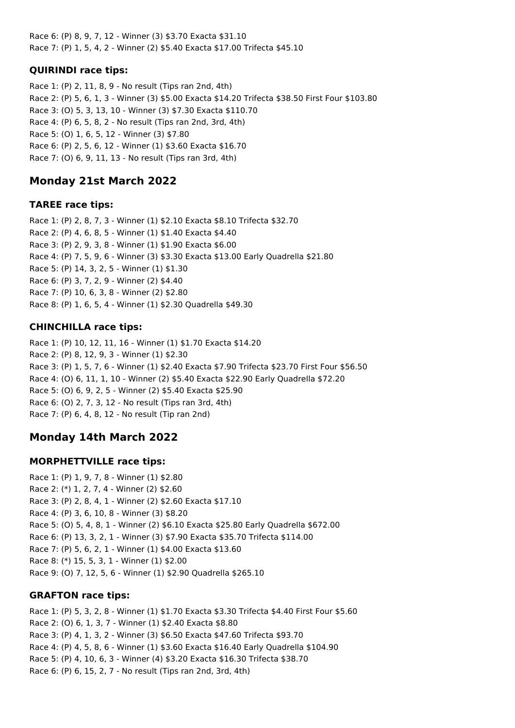Race 6: (P) 8, 9, 7, 12 - Winner (3) $3.70 Exacta $31.10
Race 7: (P) 1, 5, 4, 2 - Winner (2) $5.40 Exacta $17.00 Trifecta $45.10

### QUIRINDI race tips:

Race 1: (P) 2, 11, 8, 9 - No result (Tips ran 2nd, 4th)
Race 2: (P) 5, 6, 1, 3 - Winner (3) $5.00 Exacta $14.20 Trifecta $38.50 First Four $103.80
Race 3: (O) 5, 3, 13, 10 - Winner (3) $7.30 Exacta $110.70
Race 4: (P) 6, 5, 8, 2 - No result (Tips ran 2nd, 3rd, 4th)
Race 5: (O) 1, 6, 5, 12 - Winner (3) $7.80
Race 6: (P) 2, 5, 6, 12 - Winner (1) $3.60 Exacta $16.70
Race 7: (O) 6, 9, 11, 13 - No result (Tips ran 3rd, 4th)

## Monday 21st March 2022

### TAREE race tips:

Race 1: (P) 2, 8, 7, 3 - Winner (1) $2.10 Exacta $8.10 Trifecta $32.70
Race 2: (P) 4, 6, 8, 5 - Winner (1) $1.40 Exacta $4.40
Race 3: (P) 2, 9, 3, 8 - Winner (1) $1.90 Exacta $6.00
Race 4: (P) 7, 5, 9, 6 - Winner (3) $3.30 Exacta $13.00 Early Quadrella $21.80
Race 5: (P) 14, 3, 2, 5 - Winner (1) $1.30
Race 6: (P) 3, 7, 2, 9 - Winner (2) $4.40
Race 7: (P) 10, 6, 3, 8 - Winner (2) $2.80
Race 8: (P) 1, 6, 5, 4 - Winner (1) $2.30 Quadrella $49.30

### CHINCHILLA race tips:

Race 1: (P) 10, 12, 11, 16 - Winner (1) $1.70 Exacta $14.20
Race 2: (P) 8, 12, 9, 3 - Winner (1) $2.30
Race 3: (P) 1, 5, 7, 6 - Winner (1) $2.40 Exacta $7.90 Trifecta $23.70 First Four $56.50
Race 4: (O) 6, 11, 1, 10 - Winner (2) $5.40 Exacta $22.90 Early Quadrella $72.20
Race 5: (O) 6, 9, 2, 5 - Winner (2) $5.40 Exacta $25.90
Race 6: (O) 2, 7, 3, 12 - No result (Tips ran 3rd, 4th)
Race 7: (P) 6, 4, 8, 12 - No result (Tip ran 2nd)

## Monday 14th March 2022

### MORPHETTVILLE race tips:

Race 1: (P) 1, 9, 7, 8 - Winner (1) $2.80
Race 2: (*) 1, 2, 7, 4 - Winner (2) $2.60
Race 3: (P) 2, 8, 4, 1 - Winner (2) $2.60 Exacta $17.10
Race 4: (P) 3, 6, 10, 8 - Winner (3) $8.20
Race 5: (O) 5, 4, 8, 1 - Winner (2) $6.10 Exacta $25.80 Early Quadrella $672.00
Race 6: (P) 13, 3, 2, 1 - Winner (3) $7.90 Exacta $35.70 Trifecta $114.00
Race 7: (P) 5, 6, 2, 1 - Winner (1) $4.00 Exacta $13.60
Race 8: (*) 15, 5, 3, 1 - Winner (1) $2.00
Race 9: (O) 7, 12, 5, 6 - Winner (1) $2.90 Quadrella $265.10

### GRAFTON race tips:

Race 1: (P) 5, 3, 2, 8 - Winner (1) $1.70 Exacta $3.30 Trifecta $4.40 First Four $5.60
Race 2: (O) 6, 1, 3, 7 - Winner (1) $2.40 Exacta $8.80
Race 3: (P) 4, 1, 3, 2 - Winner (3) $6.50 Exacta $47.60 Trifecta $93.70
Race 4: (P) 4, 5, 8, 6 - Winner (1) $3.60 Exacta $16.40 Early Quadrella $104.90
Race 5: (P) 4, 10, 6, 3 - Winner (4) $3.20 Exacta $16.30 Trifecta $38.70
Race 6: (P) 6, 15, 2, 7 - No result (Tips ran 2nd, 3rd, 4th)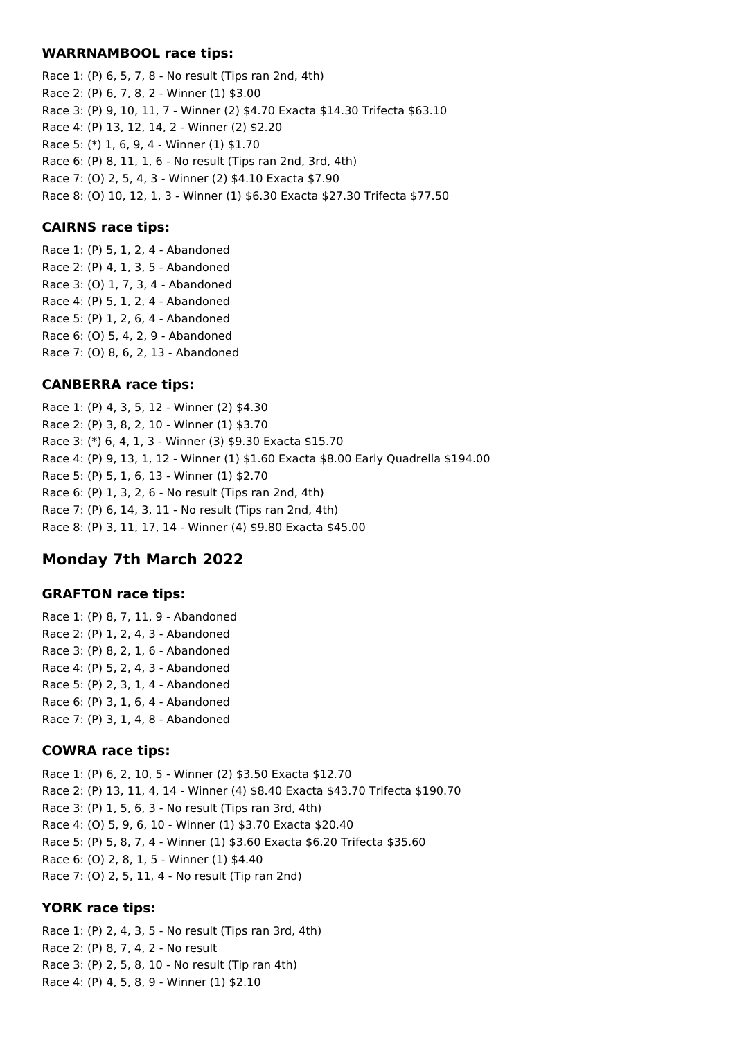### WARRNAMBOOL race tips:

Race 1: (P) 6, 5, 7, 8 - No result (Tips ran 2nd, 4th)
Race 2: (P) 6, 7, 8, 2 - Winner (1) $3.00
Race 3: (P) 9, 10, 11, 7 - Winner (2) $4.70 Exacta $14.30 Trifecta $63.10
Race 4: (P) 13, 12, 14, 2 - Winner (2) $2.20
Race 5: (*) 1, 6, 9, 4 - Winner (1) $1.70
Race 6: (P) 8, 11, 1, 6 - No result (Tips ran 2nd, 3rd, 4th)
Race 7: (O) 2, 5, 4, 3 - Winner (2) $4.10 Exacta $7.90
Race 8: (O) 10, 12, 1, 3 - Winner (1) $6.30 Exacta $27.30 Trifecta $77.50

### CAIRNS race tips:

Race 1: (P) 5, 1, 2, 4 - Abandoned
Race 2: (P) 4, 1, 3, 5 - Abandoned
Race 3: (O) 1, 7, 3, 4 - Abandoned
Race 4: (P) 5, 1, 2, 4 - Abandoned
Race 5: (P) 1, 2, 6, 4 - Abandoned
Race 6: (O) 5, 4, 2, 9 - Abandoned
Race 7: (O) 8, 6, 2, 13 - Abandoned

### CANBERRA race tips:

Race 1: (P) 4, 3, 5, 12 - Winner (2) $4.30
Race 2: (P) 3, 8, 2, 10 - Winner (1) $3.70
Race 3: (*) 6, 4, 1, 3 - Winner (3) $9.30 Exacta $15.70
Race 4: (P) 9, 13, 1, 12 - Winner (1) $1.60 Exacta $8.00 Early Quadrella $194.00
Race 5: (P) 5, 1, 6, 13 - Winner (1) $2.70
Race 6: (P) 1, 3, 2, 6 - No result (Tips ran 2nd, 4th)
Race 7: (P) 6, 14, 3, 11 - No result (Tips ran 2nd, 4th)
Race 8: (P) 3, 11, 17, 14 - Winner (4) $9.80 Exacta $45.00

## Monday 7th March 2022

### GRAFTON race tips:

Race 1: (P) 8, 7, 11, 9 - Abandoned
Race 2: (P) 1, 2, 4, 3 - Abandoned
Race 3: (P) 8, 2, 1, 6 - Abandoned
Race 4: (P) 5, 2, 4, 3 - Abandoned
Race 5: (P) 2, 3, 1, 4 - Abandoned
Race 6: (P) 3, 1, 6, 4 - Abandoned
Race 7: (P) 3, 1, 4, 8 - Abandoned

### COWRA race tips:

Race 1: (P) 6, 2, 10, 5 - Winner (2) $3.50 Exacta $12.70
Race 2: (P) 13, 11, 4, 14 - Winner (4) $8.40 Exacta $43.70 Trifecta $190.70
Race 3: (P) 1, 5, 6, 3 - No result (Tips ran 3rd, 4th)
Race 4: (O) 5, 9, 6, 10 - Winner (1) $3.70 Exacta $20.40
Race 5: (P) 5, 8, 7, 4 - Winner (1) $3.60 Exacta $6.20 Trifecta $35.60
Race 6: (O) 2, 8, 1, 5 - Winner (1) $4.40
Race 7: (O) 2, 5, 11, 4 - No result (Tip ran 2nd)

### YORK race tips:

Race 1: (P) 2, 4, 3, 5 - No result (Tips ran 3rd, 4th)
Race 2: (P) 8, 7, 4, 2 - No result
Race 3: (P) 2, 5, 8, 10 - No result (Tip ran 4th)
Race 4: (P) 4, 5, 8, 9 - Winner (1) $2.10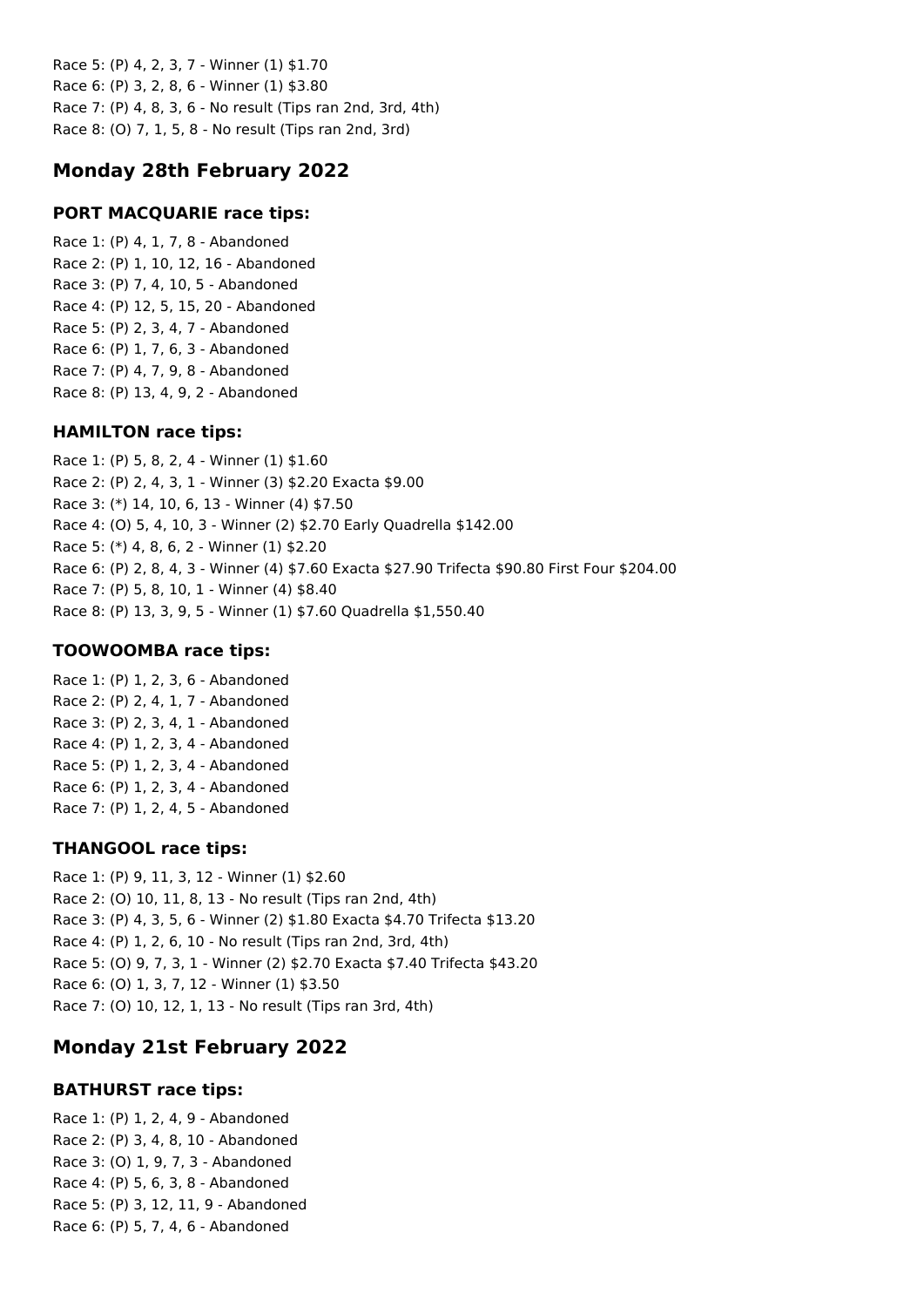Race 5: (P) 4, 2, 3, 7 - Winner (1) $1.70
Race 6: (P) 3, 2, 8, 6 - Winner (1) $3.80
Race 7: (P) 4, 8, 3, 6 - No result (Tips ran 2nd, 3rd, 4th)
Race 8: (O) 7, 1, 5, 8 - No result (Tips ran 2nd, 3rd)

## Monday 28th February 2022

### PORT MACQUARIE race tips:

Race 1: (P) 4, 1, 7, 8 - Abandoned
Race 2: (P) 1, 10, 12, 16 - Abandoned
Race 3: (P) 7, 4, 10, 5 - Abandoned
Race 4: (P) 12, 5, 15, 20 - Abandoned
Race 5: (P) 2, 3, 4, 7 - Abandoned
Race 6: (P) 1, 7, 6, 3 - Abandoned
Race 7: (P) 4, 7, 9, 8 - Abandoned
Race 8: (P) 13, 4, 9, 2 - Abandoned

### HAMILTON race tips:

Race 1: (P) 5, 8, 2, 4 - Winner (1) $1.60
Race 2: (P) 2, 4, 3, 1 - Winner (3) $2.20 Exacta $9.00
Race 3: (*) 14, 10, 6, 13 - Winner (4) $7.50
Race 4: (O) 5, 4, 10, 3 - Winner (2) $2.70 Early Quadrella $142.00
Race 5: (*) 4, 8, 6, 2 - Winner (1) $2.20
Race 6: (P) 2, 8, 4, 3 - Winner (4) $7.60 Exacta $27.90 Trifecta $90.80 First Four $204.00
Race 7: (P) 5, 8, 10, 1 - Winner (4) $8.40
Race 8: (P) 13, 3, 9, 5 - Winner (1) $7.60 Quadrella $1,550.40

### TOOWOOMBA race tips:

Race 1: (P) 1, 2, 3, 6 - Abandoned
Race 2: (P) 2, 4, 1, 7 - Abandoned
Race 3: (P) 2, 3, 4, 1 - Abandoned
Race 4: (P) 1, 2, 3, 4 - Abandoned
Race 5: (P) 1, 2, 3, 4 - Abandoned
Race 6: (P) 1, 2, 3, 4 - Abandoned
Race 7: (P) 1, 2, 4, 5 - Abandoned

### THANGOOL race tips:

Race 1: (P) 9, 11, 3, 12 - Winner (1) $2.60
Race 2: (O) 10, 11, 8, 13 - No result (Tips ran 2nd, 4th)
Race 3: (P) 4, 3, 5, 6 - Winner (2) $1.80 Exacta $4.70 Trifecta $13.20
Race 4: (P) 1, 2, 6, 10 - No result (Tips ran 2nd, 3rd, 4th)
Race 5: (O) 9, 7, 3, 1 - Winner (2) $2.70 Exacta $7.40 Trifecta $43.20
Race 6: (O) 1, 3, 7, 12 - Winner (1) $3.50
Race 7: (O) 10, 12, 1, 13 - No result (Tips ran 3rd, 4th)

## Monday 21st February 2022

### BATHURST race tips:

Race 1: (P) 1, 2, 4, 9 - Abandoned
Race 2: (P) 3, 4, 8, 10 - Abandoned
Race 3: (O) 1, 9, 7, 3 - Abandoned
Race 4: (P) 5, 6, 3, 8 - Abandoned
Race 5: (P) 3, 12, 11, 9 - Abandoned
Race 6: (P) 5, 7, 4, 6 - Abandoned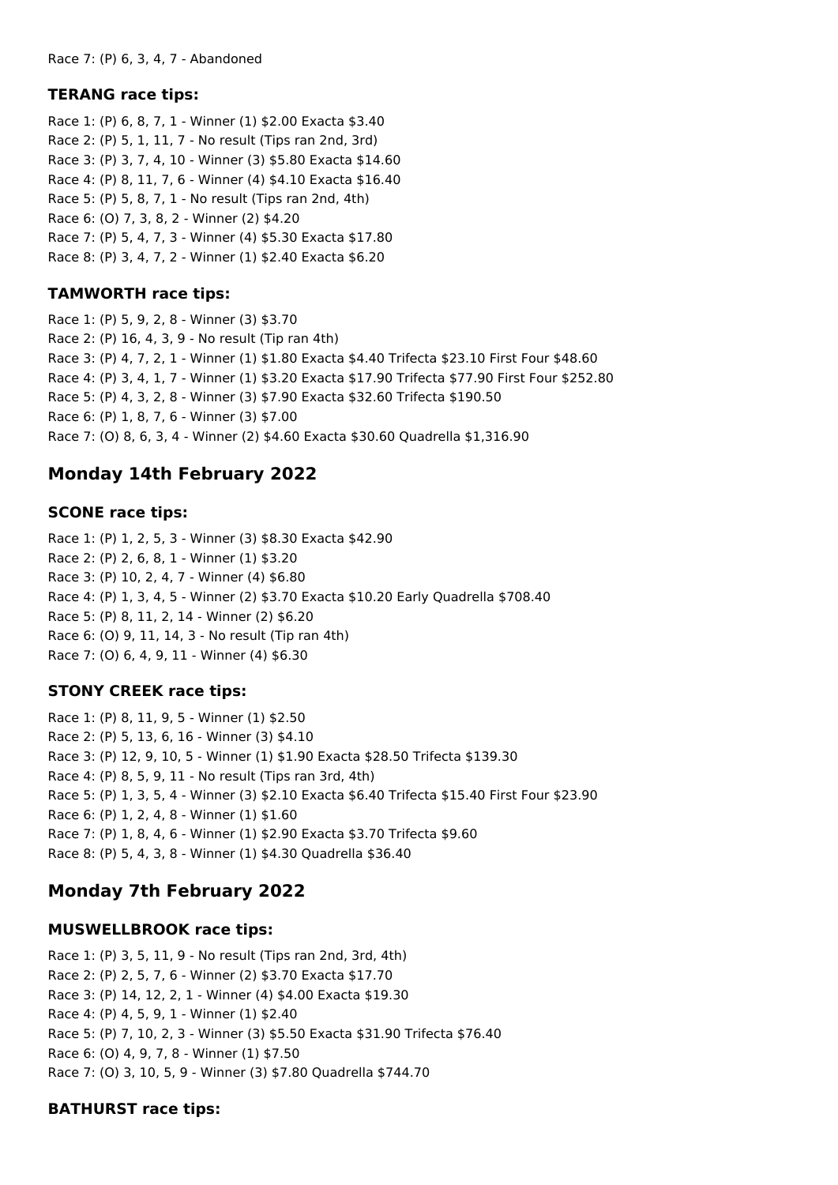Race 7: (P) 6, 3, 4, 7 - Abandoned

### TERANG race tips:

Race 1: (P) 6, 8, 7, 1 - Winner (1) $2.00 Exacta $3.40
Race 2: (P) 5, 1, 11, 7 - No result (Tips ran 2nd, 3rd)
Race 3: (P) 3, 7, 4, 10 - Winner (3) $5.80 Exacta $14.60
Race 4: (P) 8, 11, 7, 6 - Winner (4) $4.10 Exacta $16.40
Race 5: (P) 5, 8, 7, 1 - No result (Tips ran 2nd, 4th)
Race 6: (O) 7, 3, 8, 2 - Winner (2) $4.20
Race 7: (P) 5, 4, 7, 3 - Winner (4) $5.30 Exacta $17.80
Race 8: (P) 3, 4, 7, 2 - Winner (1) $2.40 Exacta $6.20

### TAMWORTH race tips:

Race 1: (P) 5, 9, 2, 8 - Winner (3) $3.70
Race 2: (P) 16, 4, 3, 9 - No result (Tip ran 4th)
Race 3: (P) 4, 7, 2, 1 - Winner (1) $1.80 Exacta $4.40 Trifecta $23.10 First Four $48.60
Race 4: (P) 3, 4, 1, 7 - Winner (1) $3.20 Exacta $17.90 Trifecta $77.90 First Four $252.80
Race 5: (P) 4, 3, 2, 8 - Winner (3) $7.90 Exacta $32.60 Trifecta $190.50
Race 6: (P) 1, 8, 7, 6 - Winner (3) $7.00
Race 7: (O) 8, 6, 3, 4 - Winner (2) $4.60 Exacta $30.60 Quadrella $1,316.90

## Monday 14th February 2022

### SCONE race tips:

Race 1: (P) 1, 2, 5, 3 - Winner (3) $8.30 Exacta $42.90
Race 2: (P) 2, 6, 8, 1 - Winner (1) $3.20
Race 3: (P) 10, 2, 4, 7 - Winner (4) $6.80
Race 4: (P) 1, 3, 4, 5 - Winner (2) $3.70 Exacta $10.20 Early Quadrella $708.40
Race 5: (P) 8, 11, 2, 14 - Winner (2) $6.20
Race 6: (O) 9, 11, 14, 3 - No result (Tip ran 4th)
Race 7: (O) 6, 4, 9, 11 - Winner (4) $6.30

### STONY CREEK race tips:

Race 1: (P) 8, 11, 9, 5 - Winner (1) $2.50
Race 2: (P) 5, 13, 6, 16 - Winner (3) $4.10
Race 3: (P) 12, 9, 10, 5 - Winner (1) $1.90 Exacta $28.50 Trifecta $139.30
Race 4: (P) 8, 5, 9, 11 - No result (Tips ran 3rd, 4th)
Race 5: (P) 1, 3, 5, 4 - Winner (3) $2.10 Exacta $6.40 Trifecta $15.40 First Four $23.90
Race 6: (P) 1, 2, 4, 8 - Winner (1) $1.60
Race 7: (P) 1, 8, 4, 6 - Winner (1) $2.90 Exacta $3.70 Trifecta $9.60
Race 8: (P) 5, 4, 3, 8 - Winner (1) $4.30 Quadrella $36.40

## Monday 7th February 2022

### MUSWELLBROOK race tips:

Race 1: (P) 3, 5, 11, 9 - No result (Tips ran 2nd, 3rd, 4th)
Race 2: (P) 2, 5, 7, 6 - Winner (2) $3.70 Exacta $17.70
Race 3: (P) 14, 12, 2, 1 - Winner (4) $4.00 Exacta $19.30
Race 4: (P) 4, 5, 9, 1 - Winner (1) $2.40
Race 5: (P) 7, 10, 2, 3 - Winner (3) $5.50 Exacta $31.90 Trifecta $76.40
Race 6: (O) 4, 9, 7, 8 - Winner (1) $7.50
Race 7: (O) 3, 10, 5, 9 - Winner (3) $7.80 Quadrella $744.70

### BATHURST race tips: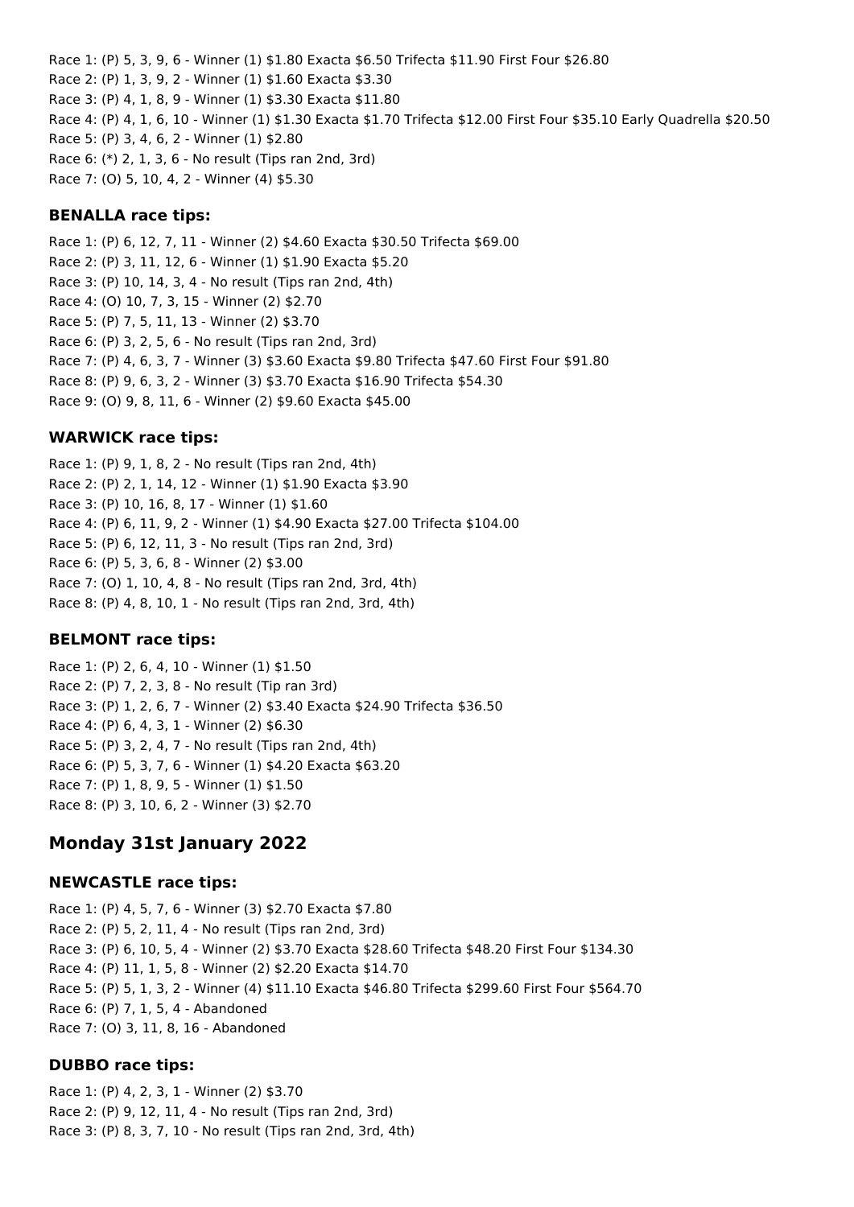Race 1: (P) 5, 3, 9, 6 - Winner (1) $1.80 Exacta $6.50 Trifecta $11.90 First Four $26.80
Race 2: (P) 1, 3, 9, 2 - Winner (1) $1.60 Exacta $3.30
Race 3: (P) 4, 1, 8, 9 - Winner (1) $3.30 Exacta $11.80
Race 4: (P) 4, 1, 6, 10 - Winner (1) $1.30 Exacta $1.70 Trifecta $12.00 First Four $35.10 Early Quadrella $20.50
Race 5: (P) 3, 4, 6, 2 - Winner (1) $2.80
Race 6: (*) 2, 1, 3, 6 - No result (Tips ran 2nd, 3rd)
Race 7: (O) 5, 10, 4, 2 - Winner (4) $5.30

### BENALLA race tips:

Race 1: (P) 6, 12, 7, 11 - Winner (2) $4.60 Exacta $30.50 Trifecta $69.00
Race 2: (P) 3, 11, 12, 6 - Winner (1) $1.90 Exacta $5.20
Race 3: (P) 10, 14, 3, 4 - No result (Tips ran 2nd, 4th)
Race 4: (O) 10, 7, 3, 15 - Winner (2) $2.70
Race 5: (P) 7, 5, 11, 13 - Winner (2) $3.70
Race 6: (P) 3, 2, 5, 6 - No result (Tips ran 2nd, 3rd)
Race 7: (P) 4, 6, 3, 7 - Winner (3) $3.60 Exacta $9.80 Trifecta $47.60 First Four $91.80
Race 8: (P) 9, 6, 3, 2 - Winner (3) $3.70 Exacta $16.90 Trifecta $54.30
Race 9: (O) 9, 8, 11, 6 - Winner (2) $9.60 Exacta $45.00

### WARWICK race tips:

Race 1: (P) 9, 1, 8, 2 - No result (Tips ran 2nd, 4th)
Race 2: (P) 2, 1, 14, 12 - Winner (1) $1.90 Exacta $3.90
Race 3: (P) 10, 16, 8, 17 - Winner (1) $1.60
Race 4: (P) 6, 11, 9, 2 - Winner (1) $4.90 Exacta $27.00 Trifecta $104.00
Race 5: (P) 6, 12, 11, 3 - No result (Tips ran 2nd, 3rd)
Race 6: (P) 5, 3, 6, 8 - Winner (2) $3.00
Race 7: (O) 1, 10, 4, 8 - No result (Tips ran 2nd, 3rd, 4th)
Race 8: (P) 4, 8, 10, 1 - No result (Tips ran 2nd, 3rd, 4th)

### BELMONT race tips:

Race 1: (P) 2, 6, 4, 10 - Winner (1) $1.50
Race 2: (P) 7, 2, 3, 8 - No result (Tip ran 3rd)
Race 3: (P) 1, 2, 6, 7 - Winner (2) $3.40 Exacta $24.90 Trifecta $36.50
Race 4: (P) 6, 4, 3, 1 - Winner (2) $6.30
Race 5: (P) 3, 2, 4, 7 - No result (Tips ran 2nd, 4th)
Race 6: (P) 5, 3, 7, 6 - Winner (1) $4.20 Exacta $63.20
Race 7: (P) 1, 8, 9, 5 - Winner (1) $1.50
Race 8: (P) 3, 10, 6, 2 - Winner (3) $2.70

## Monday 31st January 2022

### NEWCASTLE race tips:

Race 1: (P) 4, 5, 7, 6 - Winner (3) $2.70 Exacta $7.80
Race 2: (P) 5, 2, 11, 4 - No result (Tips ran 2nd, 3rd)
Race 3: (P) 6, 10, 5, 4 - Winner (2) $3.70 Exacta $28.60 Trifecta $48.20 First Four $134.30
Race 4: (P) 11, 1, 5, 8 - Winner (2) $2.20 Exacta $14.70
Race 5: (P) 5, 1, 3, 2 - Winner (4) $11.10 Exacta $46.80 Trifecta $299.60 First Four $564.70
Race 6: (P) 7, 1, 5, 4 - Abandoned
Race 7: (O) 3, 11, 8, 16 - Abandoned

### DUBBO race tips:

Race 1: (P) 4, 2, 3, 1 - Winner (2) $3.70
Race 2: (P) 9, 12, 11, 4 - No result (Tips ran 2nd, 3rd)
Race 3: (P) 8, 3, 7, 10 - No result (Tips ran 2nd, 3rd, 4th)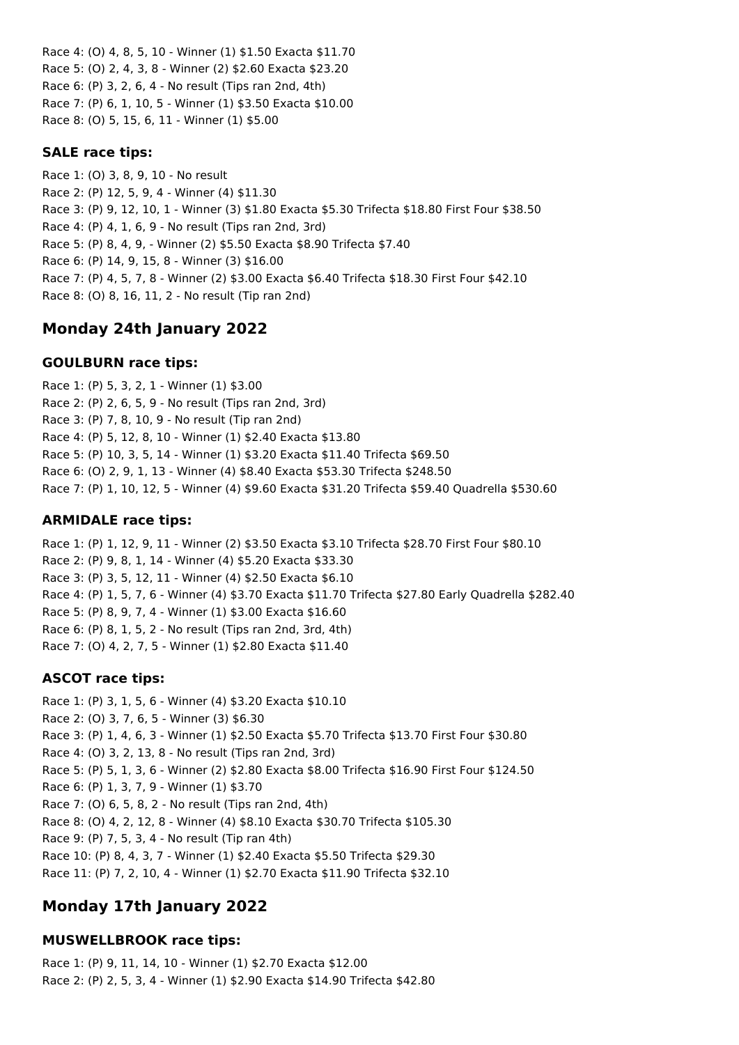Race 4: (O) 4, 8, 5, 10 - Winner (1) $1.50 Exacta $11.70
Race 5: (O) 2, 4, 3, 8 - Winner (2) $2.60 Exacta $23.20
Race 6: (P) 3, 2, 6, 4 - No result (Tips ran 2nd, 4th)
Race 7: (P) 6, 1, 10, 5 - Winner (1) $3.50 Exacta $10.00
Race 8: (O) 5, 15, 6, 11 - Winner (1) $5.00

### SALE race tips:

Race 1: (O) 3, 8, 9, 10 - No result
Race 2: (P) 12, 5, 9, 4 - Winner (4) $11.30
Race 3: (P) 9, 12, 10, 1 - Winner (3) $1.80 Exacta $5.30 Trifecta $18.80 First Four $38.50
Race 4: (P) 4, 1, 6, 9 - No result (Tips ran 2nd, 3rd)
Race 5: (P) 8, 4, 9, - Winner (2) $5.50 Exacta $8.90 Trifecta $7.40
Race 6: (P) 14, 9, 15, 8 - Winner (3) $16.00
Race 7: (P) 4, 5, 7, 8 - Winner (2) $3.00 Exacta $6.40 Trifecta $18.30 First Four $42.10
Race 8: (O) 8, 16, 11, 2 - No result (Tip ran 2nd)

## Monday 24th January 2022

### GOULBURN race tips:

Race 1: (P) 5, 3, 2, 1 - Winner (1) $3.00
Race 2: (P) 2, 6, 5, 9 - No result (Tips ran 2nd, 3rd)
Race 3: (P) 7, 8, 10, 9 - No result (Tip ran 2nd)
Race 4: (P) 5, 12, 8, 10 - Winner (1) $2.40 Exacta $13.80
Race 5: (P) 10, 3, 5, 14 - Winner (1) $3.20 Exacta $11.40 Trifecta $69.50
Race 6: (O) 2, 9, 1, 13 - Winner (4) $8.40 Exacta $53.30 Trifecta $248.50
Race 7: (P) 1, 10, 12, 5 - Winner (4) $9.60 Exacta $31.20 Trifecta $59.40 Quadrella $530.60

### ARMIDALE race tips:

Race 1: (P) 1, 12, 9, 11 - Winner (2) $3.50 Exacta $3.10 Trifecta $28.70 First Four $80.10
Race 2: (P) 9, 8, 1, 14 - Winner (4) $5.20 Exacta $33.30
Race 3: (P) 3, 5, 12, 11 - Winner (4) $2.50 Exacta $6.10
Race 4: (P) 1, 5, 7, 6 - Winner (4) $3.70 Exacta $11.70 Trifecta $27.80 Early Quadrella $282.40
Race 5: (P) 8, 9, 7, 4 - Winner (1) $3.00 Exacta $16.60
Race 6: (P) 8, 1, 5, 2 - No result (Tips ran 2nd, 3rd, 4th)
Race 7: (O) 4, 2, 7, 5 - Winner (1) $2.80 Exacta $11.40

### ASCOT race tips:

Race 1: (P) 3, 1, 5, 6 - Winner (4) $3.20 Exacta $10.10
Race 2: (O) 3, 7, 6, 5 - Winner (3) $6.30
Race 3: (P) 1, 4, 6, 3 - Winner (1) $2.50 Exacta $5.70 Trifecta $13.70 First Four $30.80
Race 4: (O) 3, 2, 13, 8 - No result (Tips ran 2nd, 3rd)
Race 5: (P) 5, 1, 3, 6 - Winner (2) $2.80 Exacta $8.00 Trifecta $16.90 First Four $124.50
Race 6: (P) 1, 3, 7, 9 - Winner (1) $3.70
Race 7: (O) 6, 5, 8, 2 - No result (Tips ran 2nd, 4th)
Race 8: (O) 4, 2, 12, 8 - Winner (4) $8.10 Exacta $30.70 Trifecta $105.30
Race 9: (P) 7, 5, 3, 4 - No result (Tip ran 4th)
Race 10: (P) 8, 4, 3, 7 - Winner (1) $2.40 Exacta $5.50 Trifecta $29.30
Race 11: (P) 7, 2, 10, 4 - Winner (1) $2.70 Exacta $11.90 Trifecta $32.10

## Monday 17th January 2022

### MUSWELLBROOK race tips:

Race 1: (P) 9, 11, 14, 10 - Winner (1) $2.70 Exacta $12.00
Race 2: (P) 2, 5, 3, 4 - Winner (1) $2.90 Exacta $14.90 Trifecta $42.80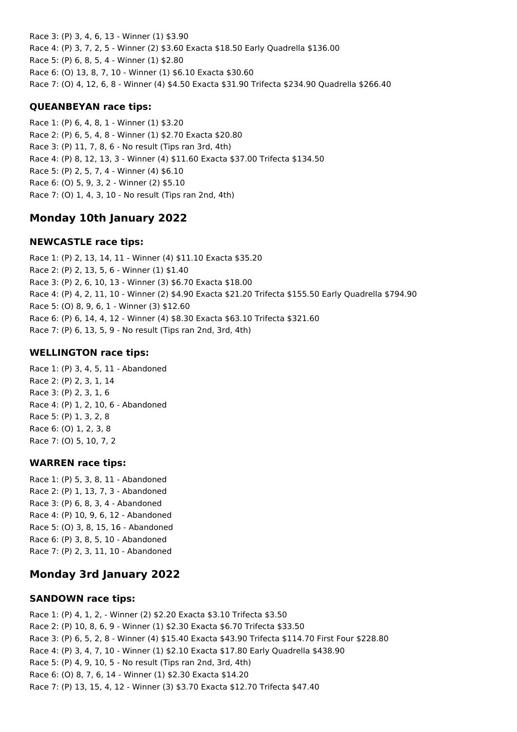Race 3: (P) 3, 4, 6, 13 - Winner (1) $3.90
Race 4: (P) 3, 7, 2, 5 - Winner (2) $3.60 Exacta $18.50 Early Quadrella $136.00
Race 5: (P) 6, 8, 5, 4 - Winner (1) $2.80
Race 6: (O) 13, 8, 7, 10 - Winner (1) $6.10 Exacta $30.60
Race 7: (O) 4, 12, 6, 8 - Winner (4) $4.50 Exacta $31.90 Trifecta $234.90 Quadrella $266.40

### QUEANBEYAN race tips:

Race 1: (P) 6, 4, 8, 1 - Winner (1) $3.20
Race 2: (P) 6, 5, 4, 8 - Winner (1) $2.70 Exacta $20.80
Race 3: (P) 11, 7, 8, 6 - No result (Tips ran 3rd, 4th)
Race 4: (P) 8, 12, 13, 3 - Winner (4) $11.60 Exacta $37.00 Trifecta $134.50
Race 5: (P) 2, 5, 7, 4 - Winner (4) $6.10
Race 6: (O) 5, 9, 3, 2 - Winner (2) $5.10
Race 7: (O) 1, 4, 3, 10 - No result (Tips ran 2nd, 4th)

## Monday 10th January 2022

### NEWCASTLE race tips:

Race 1: (P) 2, 13, 14, 11 - Winner (4) $11.10 Exacta $35.20
Race 2: (P) 2, 13, 5, 6 - Winner (1) $1.40
Race 3: (P) 2, 6, 10, 13 - Winner (3) $6.70 Exacta $18.00
Race 4: (P) 4, 2, 11, 10 - Winner (2) $4.90 Exacta $21.20 Trifecta $155.50 Early Quadrella $794.90
Race 5: (O) 8, 9, 6, 1 - Winner (3) $12.60
Race 6: (P) 6, 14, 4, 12 - Winner (4) $8.30 Exacta $63.10 Trifecta $321.60
Race 7: (P) 6, 13, 5, 9 - No result (Tips ran 2nd, 3rd, 4th)

### WELLINGTON race tips:

Race 1: (P) 3, 4, 5, 11 - Abandoned
Race 2: (P) 2, 3, 1, 14
Race 3: (P) 2, 3, 1, 6
Race 4: (P) 1, 2, 10, 6 - Abandoned
Race 5: (P) 1, 3, 2, 8
Race 6: (O) 1, 2, 3, 8
Race 7: (O) 5, 10, 7, 2

### WARREN race tips:

Race 1: (P) 5, 3, 8, 11 - Abandoned
Race 2: (P) 1, 13, 7, 3 - Abandoned
Race 3: (P) 6, 8, 3, 4 - Abandoned
Race 4: (P) 10, 9, 6, 12 - Abandoned
Race 5: (O) 3, 8, 15, 16 - Abandoned
Race 6: (P) 3, 8, 5, 10 - Abandoned
Race 7: (P) 2, 3, 11, 10 - Abandoned

## Monday 3rd January 2022

### SANDOWN race tips:

Race 1: (P) 4, 1, 2, - Winner (2) $2.20 Exacta $3.10 Trifecta $3.50
Race 2: (P) 10, 8, 6, 9 - Winner (1) $2.30 Exacta $6.70 Trifecta $33.50
Race 3: (P) 6, 5, 2, 8 - Winner (4) $15.40 Exacta $43.90 Trifecta $114.70 First Four $228.80
Race 4: (P) 3, 4, 7, 10 - Winner (1) $2.10 Exacta $17.80 Early Quadrella $438.90
Race 5: (P) 4, 9, 10, 5 - No result (Tips ran 2nd, 3rd, 4th)
Race 6: (O) 8, 7, 6, 14 - Winner (1) $2.30 Exacta $14.20
Race 7: (P) 13, 15, 4, 12 - Winner (3) $3.70 Exacta $12.70 Trifecta $47.40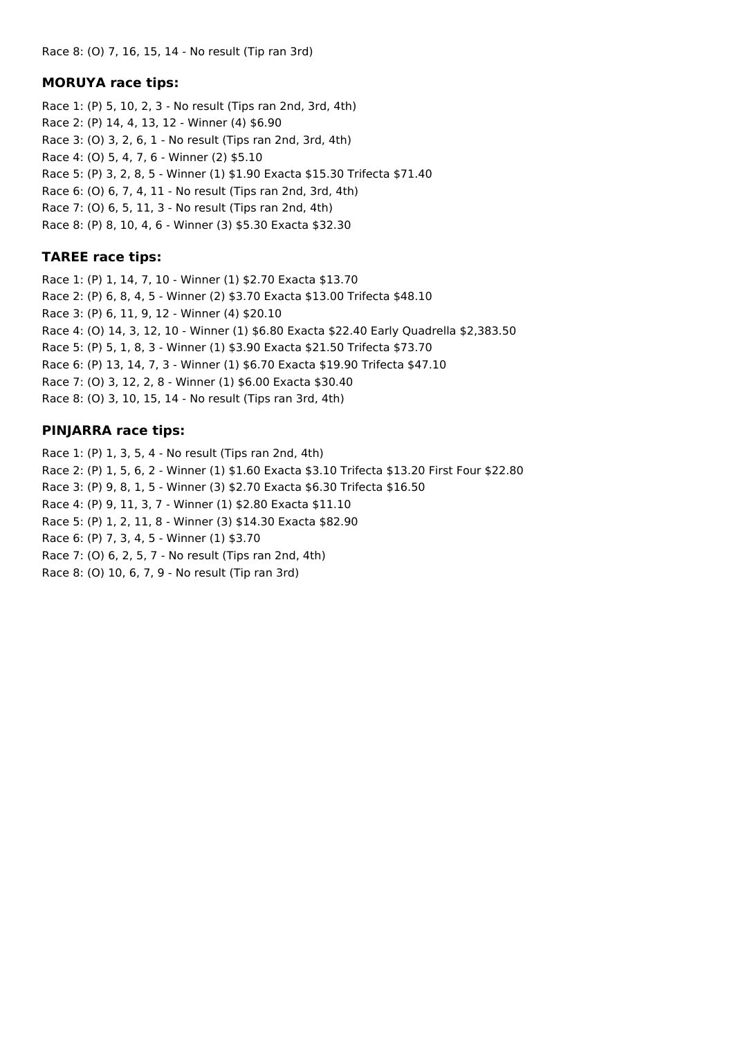Race 8: (O) 7, 16, 15, 14 - No result (Tip ran 3rd)

### MORUYA race tips:

Race 1: (P) 5, 10, 2, 3 - No result (Tips ran 2nd, 3rd, 4th)
Race 2: (P) 14, 4, 13, 12 - Winner (4) $6.90
Race 3: (O) 3, 2, 6, 1 - No result (Tips ran 2nd, 3rd, 4th)
Race 4: (O) 5, 4, 7, 6 - Winner (2) $5.10
Race 5: (P) 3, 2, 8, 5 - Winner (1) $1.90 Exacta $15.30 Trifecta $71.40
Race 6: (O) 6, 7, 4, 11 - No result (Tips ran 2nd, 3rd, 4th)
Race 7: (O) 6, 5, 11, 3 - No result (Tips ran 2nd, 4th)
Race 8: (P) 8, 10, 4, 6 - Winner (3) $5.30 Exacta $32.30

### TAREE race tips:

Race 1: (P) 1, 14, 7, 10 - Winner (1) $2.70 Exacta $13.70
Race 2: (P) 6, 8, 4, 5 - Winner (2) $3.70 Exacta $13.00 Trifecta $48.10
Race 3: (P) 6, 11, 9, 12 - Winner (4) $20.10
Race 4: (O) 14, 3, 12, 10 - Winner (1) $6.80 Exacta $22.40 Early Quadrella $2,383.50
Race 5: (P) 5, 1, 8, 3 - Winner (1) $3.90 Exacta $21.50 Trifecta $73.70
Race 6: (P) 13, 14, 7, 3 - Winner (1) $6.70 Exacta $19.90 Trifecta $47.10
Race 7: (O) 3, 12, 2, 8 - Winner (1) $6.00 Exacta $30.40
Race 8: (O) 3, 10, 15, 14 - No result (Tips ran 3rd, 4th)

### PINJARRA race tips:

Race 1: (P) 1, 3, 5, 4 - No result (Tips ran 2nd, 4th)
Race 2: (P) 1, 5, 6, 2 - Winner (1) $1.60 Exacta $3.10 Trifecta $13.20 First Four $22.80
Race 3: (P) 9, 8, 1, 5 - Winner (3) $2.70 Exacta $6.30 Trifecta $16.50
Race 4: (P) 9, 11, 3, 7 - Winner (1) $2.80 Exacta $11.10
Race 5: (P) 1, 2, 11, 8 - Winner (3) $14.30 Exacta $82.90
Race 6: (P) 7, 3, 4, 5 - Winner (1) $3.70
Race 7: (O) 6, 2, 5, 7 - No result (Tips ran 2nd, 4th)
Race 8: (O) 10, 6, 7, 9 - No result (Tip ran 3rd)